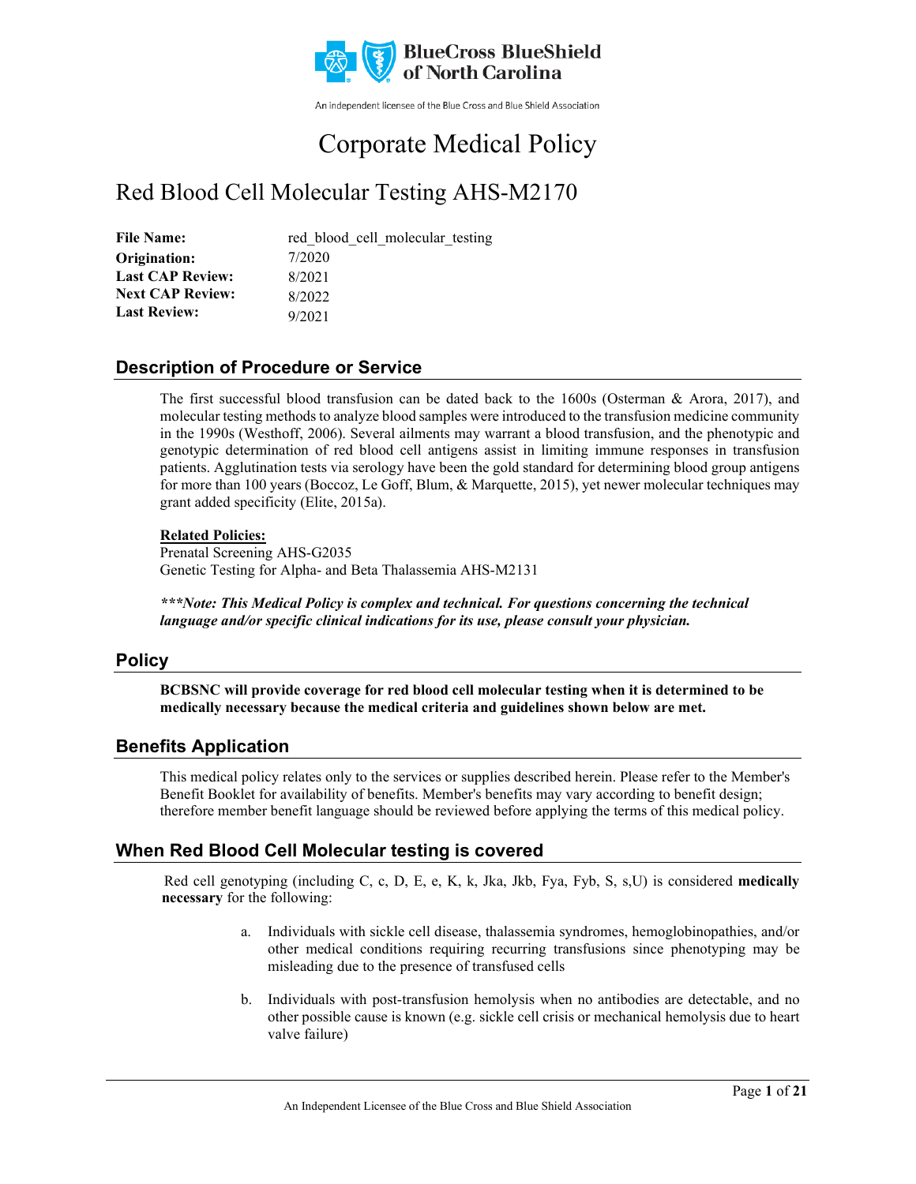BlueCross BlueShield of North Carolina

An independent licensee of the Blue Cross and Blue Shield Association

# Corporate Medical Policy

# Red Blood Cell Molecular Testing AHS-M2170

| | |
|---|---|
| **File Name:** | red_blood_cell_molecular_testing |
| **Origination:** | 7/2020 |
| **Last CAP Review:** | 8/2021 |
| **Next CAP Review:** | 8/2022 |
| **Last Review:** | 9/2021 |

## Description of Procedure or Service

The first successful blood transfusion can be dated back to the 1600s (Osterman & Arora, 2017), and molecular testing methods to analyze blood samples were introduced to the transfusion medicine community in the 1990s (Westhoff, 2006). Several ailments may warrant a blood transfusion, and the phenotypic and genotypic determination of red blood cell antigens assist in limiting immune responses in transfusion patients. Agglutination tests via serology have been the gold standard for determining blood group antigens for more than 100 years (Boccoz, Le Goff, Blum, & Marquette, 2015), yet newer molecular techniques may grant added specificity (Elite, 2015a).

**Related Policies:**
Prenatal Screening AHS-G2035
Genetic Testing for Alpha- and Beta Thalassemia AHS-M2131

***\*\*\*Note: This Medical Policy is complex and technical. For questions concerning the technical language and/or specific clinical indications for its use, please consult your physician.***

## Policy

**BCBSNC will provide coverage for red blood cell molecular testing when it is determined to be medically necessary because the medical criteria and guidelines shown below are met.**

## Benefits Application

This medical policy relates only to the services or supplies described herein. Please refer to the Member's Benefit Booklet for availability of benefits. Member's benefits may vary according to benefit design; therefore member benefit language should be reviewed before applying the terms of this medical policy.

## When Red Blood Cell Molecular testing is covered

Red cell genotyping (including C, c, D, E, e, K, k, Jka, Jkb, Fya, Fyb, S, s,U) is considered **medically necessary** for the following:

a. Individuals with sickle cell disease, thalassemia syndromes, hemoglobinopathies, and/or other medical conditions requiring recurring transfusions since phenotyping may be misleading due to the presence of transfused cells

b. Individuals with post-transfusion hemolysis when no antibodies are detectable, and no other possible cause is known (e.g. sickle cell crisis or mechanical hemolysis due to heart valve failure)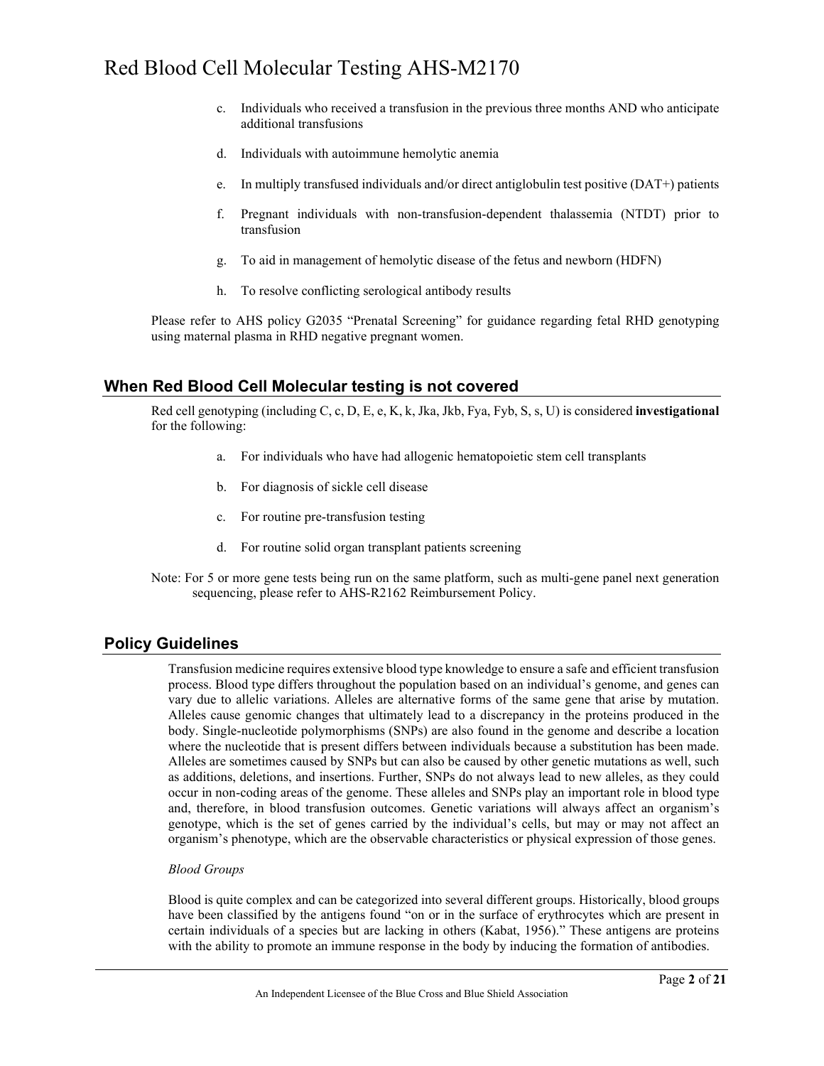c. Individuals who received a transfusion in the previous three months AND who anticipate additional transfusions

d. Individuals with autoimmune hemolytic anemia

e. In multiply transfused individuals and/or direct antiglobulin test positive (DAT+) patients

f. Pregnant individuals with non-transfusion-dependent thalassemia (NTDT) prior to transfusion

g. To aid in management of hemolytic disease of the fetus and newborn (HDFN)

h. To resolve conflicting serological antibody results

Please refer to AHS policy G2035 "Prenatal Screening" for guidance regarding fetal RHD genotyping using maternal plasma in RHD negative pregnant women.

## When Red Blood Cell Molecular testing is not covered

Red cell genotyping (including C, c, D, E, e, K, k, Jka, Jkb, Fya, Fyb, S, s, U) is considered **investigational** for the following:

a. For individuals who have had allogenic hematopoietic stem cell transplants

b. For diagnosis of sickle cell disease

c. For routine pre-transfusion testing

d. For routine solid organ transplant patients screening

Note: For 5 or more gene tests being run on the same platform, such as multi-gene panel next generation sequencing, please refer to AHS-R2162 Reimbursement Policy.

## Policy Guidelines

Transfusion medicine requires extensive blood type knowledge to ensure a safe and efficient transfusion process. Blood type differs throughout the population based on an individual's genome, and genes can vary due to allelic variations. Alleles are alternative forms of the same gene that arise by mutation. Alleles cause genomic changes that ultimately lead to a discrepancy in the proteins produced in the body. Single-nucleotide polymorphisms (SNPs) are also found in the genome and describe a location where the nucleotide that is present differs between individuals because a substitution has been made. Alleles are sometimes caused by SNPs but can also be caused by other genetic mutations as well, such as additions, deletions, and insertions. Further, SNPs do not always lead to new alleles, as they could occur in non-coding areas of the genome. These alleles and SNPs play an important role in blood type and, therefore, in blood transfusion outcomes. Genetic variations will always affect an organism's genotype, which is the set of genes carried by the individual's cells, but may or may not affect an organism's phenotype, which are the observable characteristics or physical expression of those genes.

*Blood Groups*

Blood is quite complex and can be categorized into several different groups. Historically, blood groups have been classified by the antigens found "on or in the surface of erythrocytes which are present in certain individuals of a species but are lacking in others (Kabat, 1956)." These antigens are proteins with the ability to promote an immune response in the body by inducing the formation of antibodies.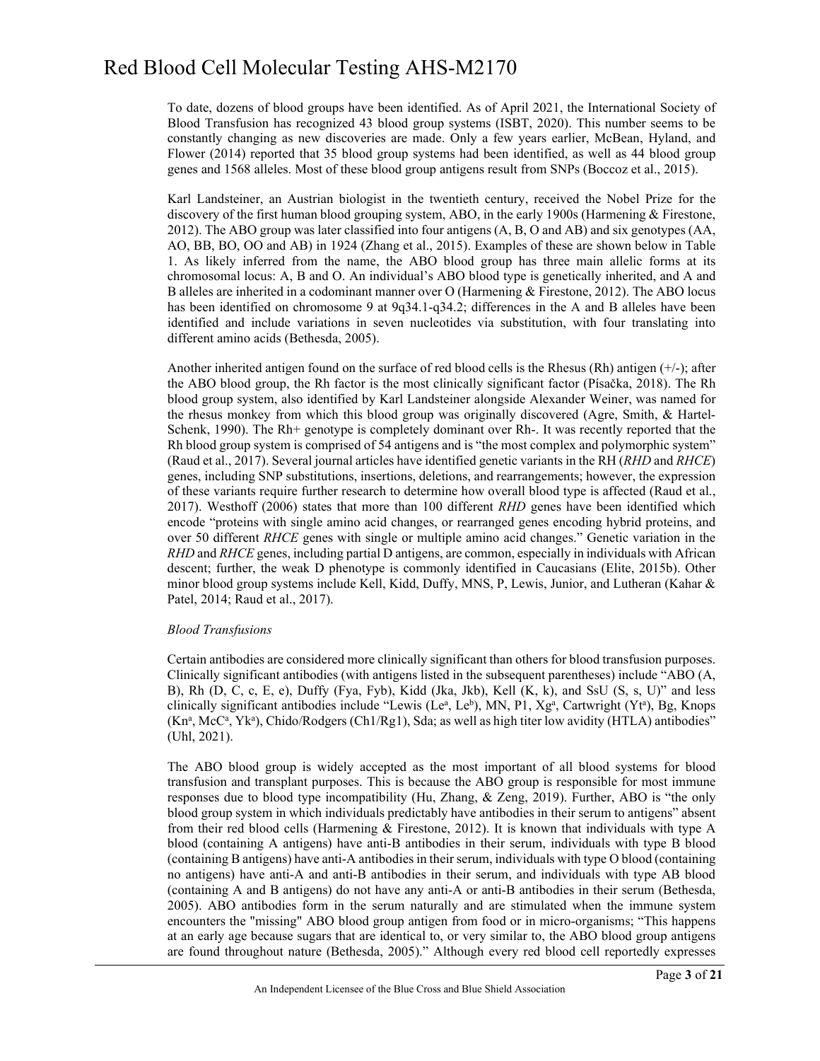To date, dozens of blood groups have been identified. As of April 2021, the International Society of Blood Transfusion has recognized 43 blood group systems (ISBT, 2020). This number seems to be constantly changing as new discoveries are made. Only a few years earlier, McBean, Hyland, and Flower (2014) reported that 35 blood group systems had been identified, as well as 44 blood group genes and 1568 alleles. Most of these blood group antigens result from SNPs (Boccoz et al., 2015).

Karl Landsteiner, an Austrian biologist in the twentieth century, received the Nobel Prize for the discovery of the first human blood grouping system, ABO, in the early 1900s (Harmening & Firestone, 2012). The ABO group was later classified into four antigens (A, B, O and AB) and six genotypes (AA, AO, BB, BO, OO and AB) in 1924 (Zhang et al., 2015). Examples of these are shown below in Table 1. As likely inferred from the name, the ABO blood group has three main allelic forms at its chromosomal locus: A, B and O. An individual's ABO blood type is genetically inherited, and A and B alleles are inherited in a codominant manner over O (Harmening & Firestone, 2012). The ABO locus has been identified on chromosome 9 at 9q34.1-q34.2; differences in the A and B alleles have been identified and include variations in seven nucleotides via substitution, with four translating into different amino acids (Bethesda, 2005).

Another inherited antigen found on the surface of red blood cells is the Rhesus (Rh) antigen (+/-); after the ABO blood group, the Rh factor is the most clinically significant factor (Písačka, 2018). The Rh blood group system, also identified by Karl Landsteiner alongside Alexander Weiner, was named for the rhesus monkey from which this blood group was originally discovered (Agre, Smith, & Hartel-Schenk, 1990). The Rh+ genotype is completely dominant over Rh-. It was recently reported that the Rh blood group system is comprised of 54 antigens and is "the most complex and polymorphic system" (Raud et al., 2017). Several journal articles have identified genetic variants in the RH (*RHD* and *RHCE*) genes, including SNP substitutions, insertions, deletions, and rearrangements; however, the expression of these variants require further research to determine how overall blood type is affected (Raud et al., 2017). Westhoff (2006) states that more than 100 different *RHD* genes have been identified which encode "proteins with single amino acid changes, or rearranged genes encoding hybrid proteins, and over 50 different *RHCE* genes with single or multiple amino acid changes." Genetic variation in the *RHD* and *RHCE* genes, including partial D antigens, are common, especially in individuals with African descent; further, the weak D phenotype is commonly identified in Caucasians (Elite, 2015b). Other minor blood group systems include Kell, Kidd, Duffy, MNS, P, Lewis, Junior, and Lutheran (Kahar & Patel, 2014; Raud et al., 2017).

*Blood Transfusions*

Certain antibodies are considered more clinically significant than others for blood transfusion purposes. Clinically significant antibodies (with antigens listed in the subsequent parentheses) include "ABO (A, B), Rh (D, C, c, E, e), Duffy (Fya, Fyb), Kidd (Jka, Jkb), Kell (K, k), and SsU (S, s, U)" and less clinically significant antibodies include "Lewis ($Le^a$, $Le^b$), MN, P1, $Xg^a$, Cartwright ($Yt^a$), Bg, Knops ($Kn^a$, $McC^a$, $Yk^a$), Chido/Rodgers (Ch1/Rg1), Sda; as well as high titer low avidity (HTLA) antibodies" (Uhl, 2021).

The ABO blood group is widely accepted as the most important of all blood systems for blood transfusion and transplant purposes. This is because the ABO group is responsible for most immune responses due to blood type incompatibility (Hu, Zhang, & Zeng, 2019). Further, ABO is "the only blood group system in which individuals predictably have antibodies in their serum to antigens" absent from their red blood cells (Harmening & Firestone, 2012). It is known that individuals with type A blood (containing A antigens) have anti-B antibodies in their serum, individuals with type B blood (containing B antigens) have anti-A antibodies in their serum, individuals with type O blood (containing no antigens) have anti-A and anti-B antibodies in their serum, and individuals with type AB blood (containing A and B antigens) do not have any anti-A or anti-B antibodies in their serum (Bethesda, 2005). ABO antibodies form in the serum naturally and are stimulated when the immune system encounters the "missing" ABO blood group antigen from food or in micro-organisms; "This happens at an early age because sugars that are identical to, or very similar to, the ABO blood group antigens are found throughout nature (Bethesda, 2005)." Although every red blood cell reportedly expresses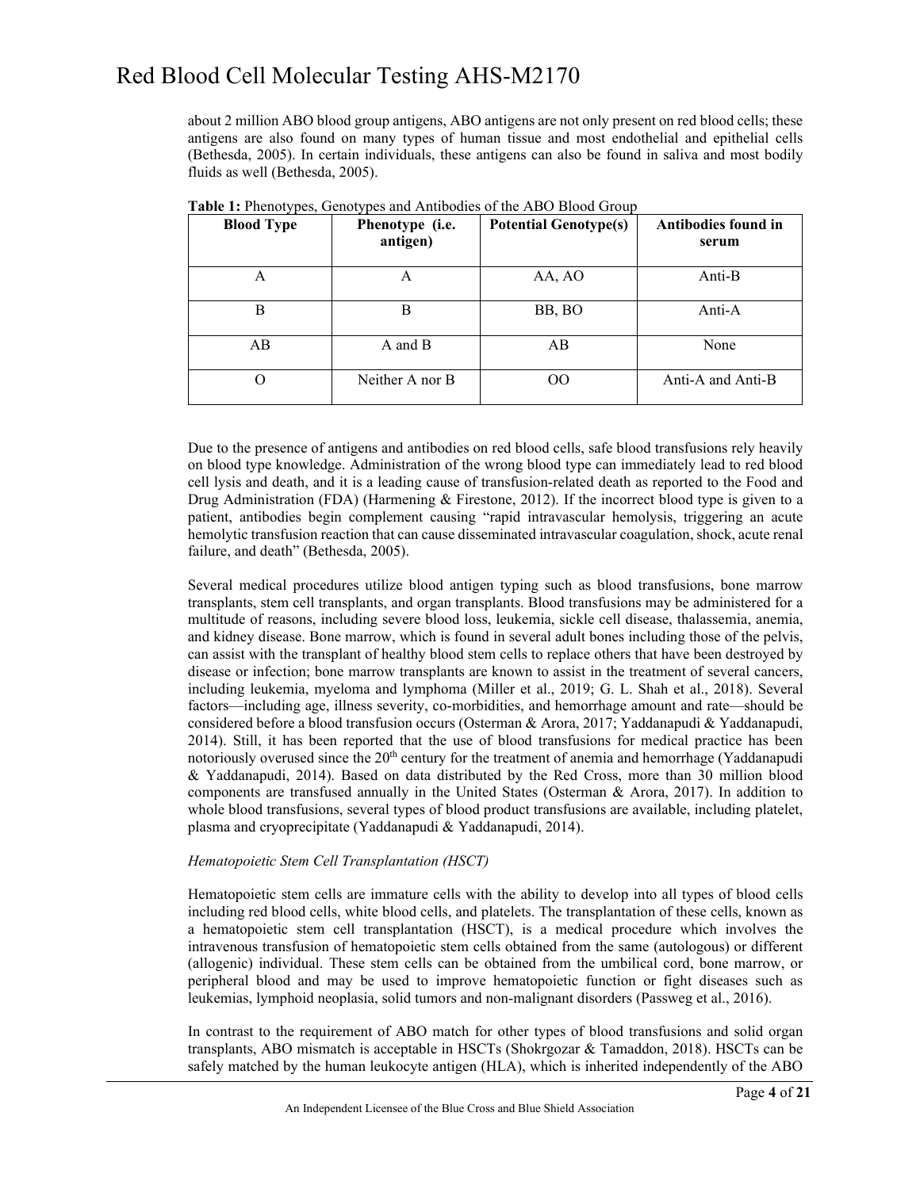about 2 million ABO blood group antigens, ABO antigens are not only present on red blood cells; these antigens are also found on many types of human tissue and most endothelial and epithelial cells (Bethesda, 2005). In certain individuals, these antigens can also be found in saliva and most bodily fluids as well (Bethesda, 2005).

**Table 1:** Phenotypes, Genotypes and Antibodies of the ABO Blood Group

| Blood Type | Phenotype (i.e. antigen) | Potential Genotype(s) | Antibodies found in serum |
|---|---|---|---|
| A | A | AA, AO | Anti-B |
| B | B | BB, BO | Anti-A |
| AB | A and B | AB | None |
| O | Neither A nor B | OO | Anti-A and Anti-B |

Due to the presence of antigens and antibodies on red blood cells, safe blood transfusions rely heavily on blood type knowledge. Administration of the wrong blood type can immediately lead to red blood cell lysis and death, and it is a leading cause of transfusion-related death as reported to the Food and Drug Administration (FDA) (Harmening & Firestone, 2012). If the incorrect blood type is given to a patient, antibodies begin complement causing "rapid intravascular hemolysis, triggering an acute hemolytic transfusion reaction that can cause disseminated intravascular coagulation, shock, acute renal failure, and death" (Bethesda, 2005).

Several medical procedures utilize blood antigen typing such as blood transfusions, bone marrow transplants, stem cell transplants, and organ transplants. Blood transfusions may be administered for a multitude of reasons, including severe blood loss, leukemia, sickle cell disease, thalassemia, anemia, and kidney disease. Bone marrow, which is found in several adult bones including those of the pelvis, can assist with the transplant of healthy blood stem cells to replace others that have been destroyed by disease or infection; bone marrow transplants are known to assist in the treatment of several cancers, including leukemia, myeloma and lymphoma (Miller et al., 2019; G. L. Shah et al., 2018). Several factors—including age, illness severity, co-morbidities, and hemorrhage amount and rate—should be considered before a blood transfusion occurs (Osterman & Arora, 2017; Yaddanapudi & Yaddanapudi, 2014). Still, it has been reported that the use of blood transfusions for medical practice has been notoriously overused since the 20th century for the treatment of anemia and hemorrhage (Yaddanapudi & Yaddanapudi, 2014). Based on data distributed by the Red Cross, more than 30 million blood components are transfused annually in the United States (Osterman & Arora, 2017). In addition to whole blood transfusions, several types of blood product transfusions are available, including platelet, plasma and cryoprecipitate (Yaddanapudi & Yaddanapudi, 2014).

*Hematopoietic Stem Cell Transplantation (HSCT)*

Hematopoietic stem cells are immature cells with the ability to develop into all types of blood cells including red blood cells, white blood cells, and platelets. The transplantation of these cells, known as a hematopoietic stem cell transplantation (HSCT), is a medical procedure which involves the intravenous transfusion of hematopoietic stem cells obtained from the same (autologous) or different (allogenic) individual. These stem cells can be obtained from the umbilical cord, bone marrow, or peripheral blood and may be used to improve hematopoietic function or fight diseases such as leukemias, lymphoid neoplasia, solid tumors and non-malignant disorders (Passweg et al., 2016).

In contrast to the requirement of ABO match for other types of blood transfusions and solid organ transplants, ABO mismatch is acceptable in HSCTs (Shokrgozar & Tamaddon, 2018). HSCTs can be safely matched by the human leukocyte antigen (HLA), which is inherited independently of the ABO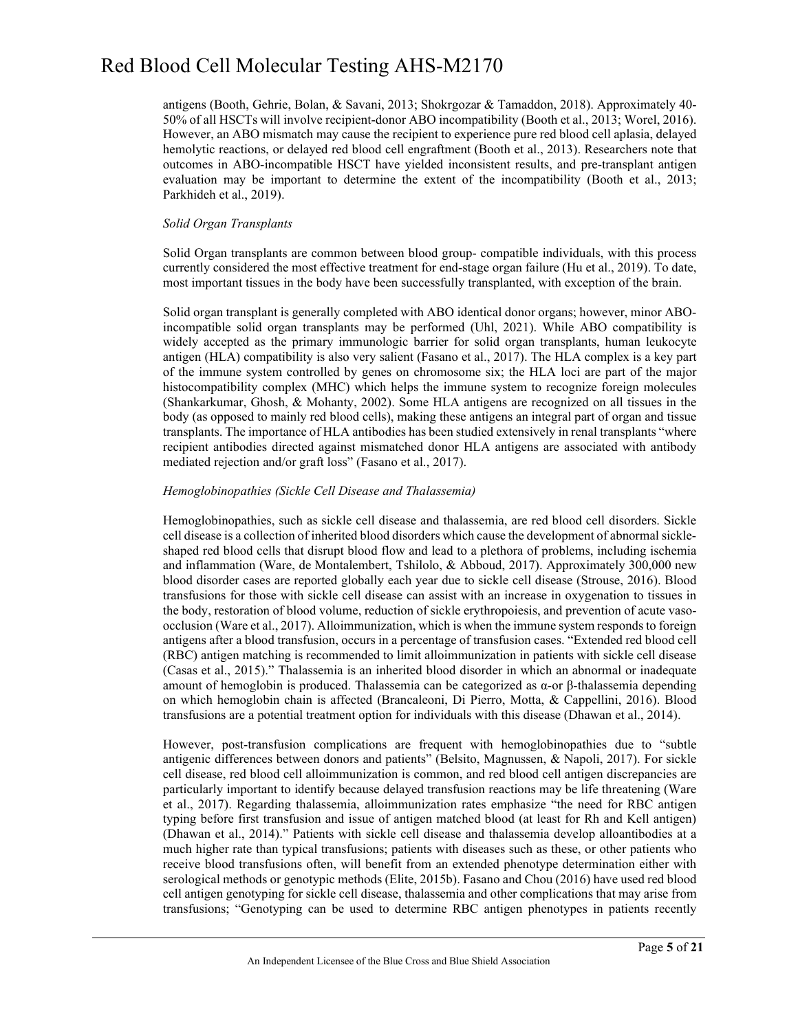antigens (Booth, Gehrie, Bolan, & Savani, 2013; Shokrgozar & Tamaddon, 2018). Approximately 40-50% of all HSCTs will involve recipient-donor ABO incompatibility (Booth et al., 2013; Worel, 2016). However, an ABO mismatch may cause the recipient to experience pure red blood cell aplasia, delayed hemolytic reactions, or delayed red blood cell engraftment (Booth et al., 2013). Researchers note that outcomes in ABO-incompatible HSCT have yielded inconsistent results, and pre-transplant antigen evaluation may be important to determine the extent of the incompatibility (Booth et al., 2013; Parkhideh et al., 2019).

*Solid Organ Transplants*

Solid Organ transplants are common between blood group- compatible individuals, with this process currently considered the most effective treatment for end-stage organ failure (Hu et al., 2019). To date, most important tissues in the body have been successfully transplanted, with exception of the brain.

Solid organ transplant is generally completed with ABO identical donor organs; however, minor ABO-incompatible solid organ transplants may be performed (Uhl, 2021). While ABO compatibility is widely accepted as the primary immunologic barrier for solid organ transplants, human leukocyte antigen (HLA) compatibility is also very salient (Fasano et al., 2017). The HLA complex is a key part of the immune system controlled by genes on chromosome six; the HLA loci are part of the major histocompatibility complex (MHC) which helps the immune system to recognize foreign molecules (Shankarkumar, Ghosh, & Mohanty, 2002). Some HLA antigens are recognized on all tissues in the body (as opposed to mainly red blood cells), making these antigens an integral part of organ and tissue transplants. The importance of HLA antibodies has been studied extensively in renal transplants "where recipient antibodies directed against mismatched donor HLA antigens are associated with antibody mediated rejection and/or graft loss" (Fasano et al., 2017).

*Hemoglobinopathies (Sickle Cell Disease and Thalassemia)*

Hemoglobinopathies, such as sickle cell disease and thalassemia, are red blood cell disorders. Sickle cell disease is a collection of inherited blood disorders which cause the development of abnormal sickle-shaped red blood cells that disrupt blood flow and lead to a plethora of problems, including ischemia and inflammation (Ware, de Montalembert, Tshilolo, & Abboud, 2017). Approximately 300,000 new blood disorder cases are reported globally each year due to sickle cell disease (Strouse, 2016). Blood transfusions for those with sickle cell disease can assist with an increase in oxygenation to tissues in the body, restoration of blood volume, reduction of sickle erythropoiesis, and prevention of acute vaso-occlusion (Ware et al., 2017). Alloimmunization, which is when the immune system responds to foreign antigens after a blood transfusion, occurs in a percentage of transfusion cases. "Extended red blood cell (RBC) antigen matching is recommended to limit alloimmunization in patients with sickle cell disease (Casas et al., 2015)." Thalassemia is an inherited blood disorder in which an abnormal or inadequate amount of hemoglobin is produced. Thalassemia can be categorized as α-or β-thalassemia depending on which hemoglobin chain is affected (Brancaleoni, Di Pierro, Motta, & Cappellini, 2016). Blood transfusions are a potential treatment option for individuals with this disease (Dhawan et al., 2014).

However, post-transfusion complications are frequent with hemoglobinopathies due to "subtle antigenic differences between donors and patients" (Belsito, Magnussen, & Napoli, 2017). For sickle cell disease, red blood cell alloimmunization is common, and red blood cell antigen discrepancies are particularly important to identify because delayed transfusion reactions may be life threatening (Ware et al., 2017). Regarding thalassemia, alloimmunization rates emphasize "the need for RBC antigen typing before first transfusion and issue of antigen matched blood (at least for Rh and Kell antigen) (Dhawan et al., 2014)." Patients with sickle cell disease and thalassemia develop alloantibodies at a much higher rate than typical transfusions; patients with diseases such as these, or other patients who receive blood transfusions often, will benefit from an extended phenotype determination either with serological methods or genotypic methods (Elite, 2015b). Fasano and Chou (2016) have used red blood cell antigen genotyping for sickle cell disease, thalassemia and other complications that may arise from transfusions; "Genotyping can be used to determine RBC antigen phenotypes in patients recently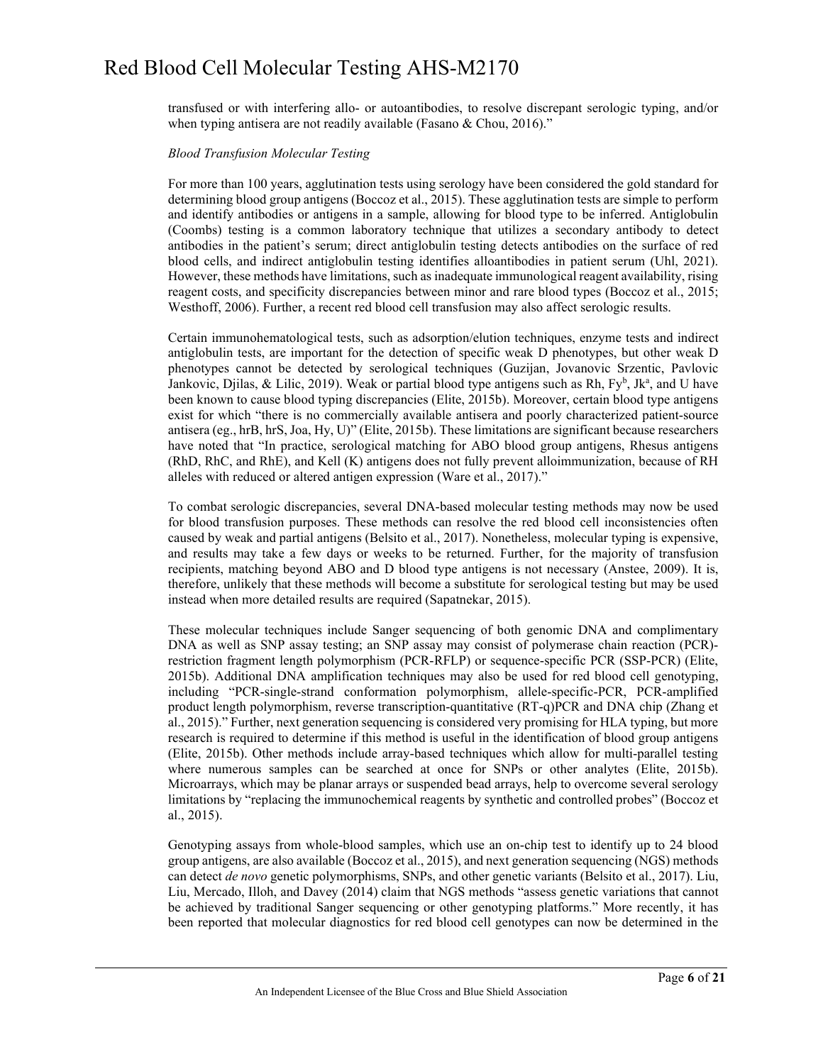transfused or with interfering allo- or autoantibodies, to resolve discrepant serologic typing, and/or when typing antisera are not readily available (Fasano & Chou, 2016)."

*Blood Transfusion Molecular Testing*

For more than 100 years, agglutination tests using serology have been considered the gold standard for determining blood group antigens (Boccoz et al., 2015). These agglutination tests are simple to perform and identify antibodies or antigens in a sample, allowing for blood type to be inferred. Antiglobulin (Coombs) testing is a common laboratory technique that utilizes a secondary antibody to detect antibodies in the patient's serum; direct antiglobulin testing detects antibodies on the surface of red blood cells, and indirect antiglobulin testing identifies alloantibodies in patient serum (Uhl, 2021). However, these methods have limitations, such as inadequate immunological reagent availability, rising reagent costs, and specificity discrepancies between minor and rare blood types (Boccoz et al., 2015; Westhoff, 2006). Further, a recent red blood cell transfusion may also affect serologic results.

Certain immunohematological tests, such as adsorption/elution techniques, enzyme tests and indirect antiglobulin tests, are important for the detection of specific weak D phenotypes, but other weak D phenotypes cannot be detected by serological techniques (Guzijan, Jovanovic Srzentic, Pavlovic Jankovic, Djilas, & Lilic, 2019). Weak or partial blood type antigens such as Rh, $Fy^b$, $Jk^a$, and U have been known to cause blood typing discrepancies (Elite, 2015b). Moreover, certain blood type antigens exist for which "there is no commercially available antisera and poorly characterized patient-source antisera (eg., hrB, hrS, Joa, Hy, U)" (Elite, 2015b). These limitations are significant because researchers have noted that "In practice, serological matching for ABO blood group antigens, Rhesus antigens (RhD, RhC, and RhE), and Kell (K) antigens does not fully prevent alloimmunization, because of RH alleles with reduced or altered antigen expression (Ware et al., 2017)."

To combat serologic discrepancies, several DNA-based molecular testing methods may now be used for blood transfusion purposes. These methods can resolve the red blood cell inconsistencies often caused by weak and partial antigens (Belsito et al., 2017). Nonetheless, molecular typing is expensive, and results may take a few days or weeks to be returned. Further, for the majority of transfusion recipients, matching beyond ABO and D blood type antigens is not necessary (Anstee, 2009). It is, therefore, unlikely that these methods will become a substitute for serological testing but may be used instead when more detailed results are required (Sapatnekar, 2015).

These molecular techniques include Sanger sequencing of both genomic DNA and complimentary DNA as well as SNP assay testing; an SNP assay may consist of polymerase chain reaction (PCR)-restriction fragment length polymorphism (PCR-RFLP) or sequence-specific PCR (SSP-PCR) (Elite, 2015b). Additional DNA amplification techniques may also be used for red blood cell genotyping, including "PCR-single-strand conformation polymorphism, allele-specific-PCR, PCR-amplified product length polymorphism, reverse transcription-quantitative (RT-q)PCR and DNA chip (Zhang et al., 2015)." Further, next generation sequencing is considered very promising for HLA typing, but more research is required to determine if this method is useful in the identification of blood group antigens (Elite, 2015b). Other methods include array-based techniques which allow for multi-parallel testing where numerous samples can be searched at once for SNPs or other analytes (Elite, 2015b). Microarrays, which may be planar arrays or suspended bead arrays, help to overcome several serology limitations by "replacing the immunochemical reagents by synthetic and controlled probes" (Boccoz et al., 2015).

Genotyping assays from whole-blood samples, which use an on-chip test to identify up to 24 blood group antigens, are also available (Boccoz et al., 2015), and next generation sequencing (NGS) methods can detect *de novo* genetic polymorphisms, SNPs, and other genetic variants (Belsito et al., 2017). Liu, Liu, Mercado, Illoh, and Davey (2014) claim that NGS methods "assess genetic variations that cannot be achieved by traditional Sanger sequencing or other genotyping platforms." More recently, it has been reported that molecular diagnostics for red blood cell genotypes can now be determined in the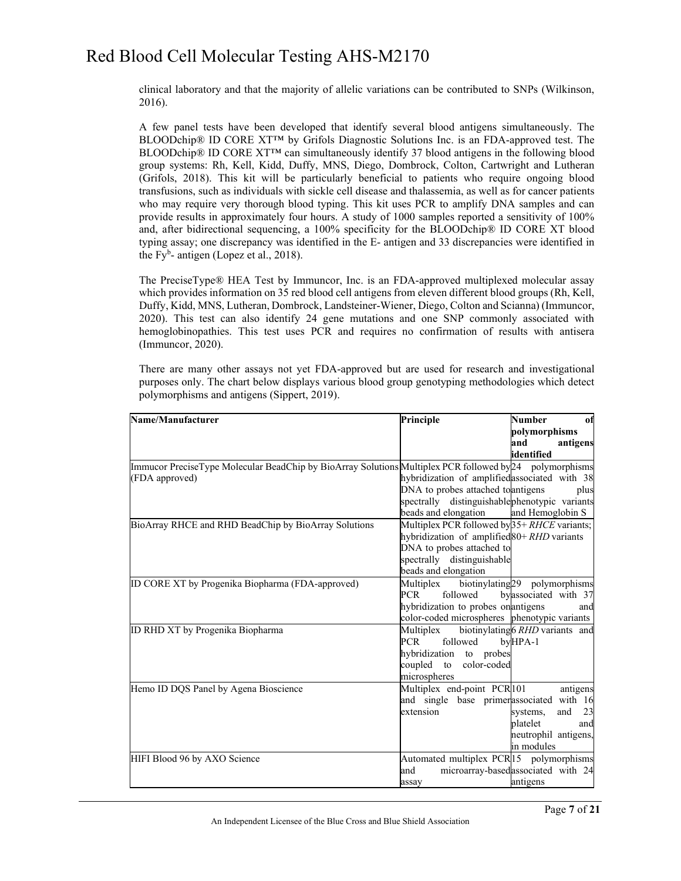clinical laboratory and that the majority of allelic variations can be contributed to SNPs (Wilkinson, 2016).

A few panel tests have been developed that identify several blood antigens simultaneously. The BLOODchip® ID CORE XT™ by Grifols Diagnostic Solutions Inc. is an FDA-approved test. The BLOODchip® ID CORE XT™ can simultaneously identify 37 blood antigens in the following blood group systems: Rh, Kell, Kidd, Duffy, MNS, Diego, Dombrock, Colton, Cartwright and Lutheran (Grifols, 2018). This kit will be particularly beneficial to patients who require ongoing blood transfusions, such as individuals with sickle cell disease and thalassemia, as well as for cancer patients who may require very thorough blood typing. This kit uses PCR to amplify DNA samples and can provide results in approximately four hours. A study of 1000 samples reported a sensitivity of 100% and, after bidirectional sequencing, a 100% specificity for the BLOODchip® ID CORE XT blood typing assay; one discrepancy was identified in the E- antigen and 33 discrepancies were identified in the $Fy^b$- antigen (Lopez et al., 2018).

The PreciseType® HEA Test by Immuncor, Inc. is an FDA-approved multiplexed molecular assay which provides information on 35 red blood cell antigens from eleven different blood groups (Rh, Kell, Duffy, Kidd, MNS, Lutheran, Dombrock, Landsteiner-Wiener, Diego, Colton and Scianna) (Immuncor, 2020). This test can also identify 24 gene mutations and one SNP commonly associated with hemoglobinopathies. This test uses PCR and requires no confirmation of results with antisera (Immuncor, 2020).

There are many other assays not yet FDA-approved but are used for research and investigational purposes only. The chart below displays various blood group genotyping methodologies which detect polymorphisms and antigens (Sippert, 2019).

| Name/Manufacturer | Principle | Number of polymorphisms and antigens identified |
|---|---|---|
| Immucor PreciseType Molecular BeadChip by BioArray Solutions (FDA approved) | Multiplex PCR followed by hybridization of amplified DNA to probes attached to spectrally distinguishable beads and elongation | 24 polymorphisms associated with 38 antigens plus phenotypic variants and Hemoglobin S |
| BioArray RHCE and RHD BeadChip by BioArray Solutions | Multiplex PCR followed by hybridization of amplified DNA to probes attached to spectrally distinguishable beads and elongation | 35+ *RHCE* variants; 80+ *RHD* variants |
| ID CORE XT by Progenika Biopharma (FDA-approved) | Multiplex biotinylating PCR followed by hybridization to probes on color-coded microspheres | 29 polymorphisms associated with 37 antigens and phenotypic variants |
| ID RHD XT by Progenika Biopharma | Multiplex biotinylating PCR followed by hybridization to probes coupled to color-coded microspheres | 6 *RHD* variants and HPA-1 |
| Hemo ID DQS Panel by Agena Bioscience | Multiplex end-point PCR and single base primer extension | 101 antigens associated with 16 systems, and 23 platelet and neutrophil antigens, in modules |
| HIFI Blood 96 by AXO Science | Automated multiplex PCR and microarray-based assay | 15 polymorphisms associated with 24 antigens |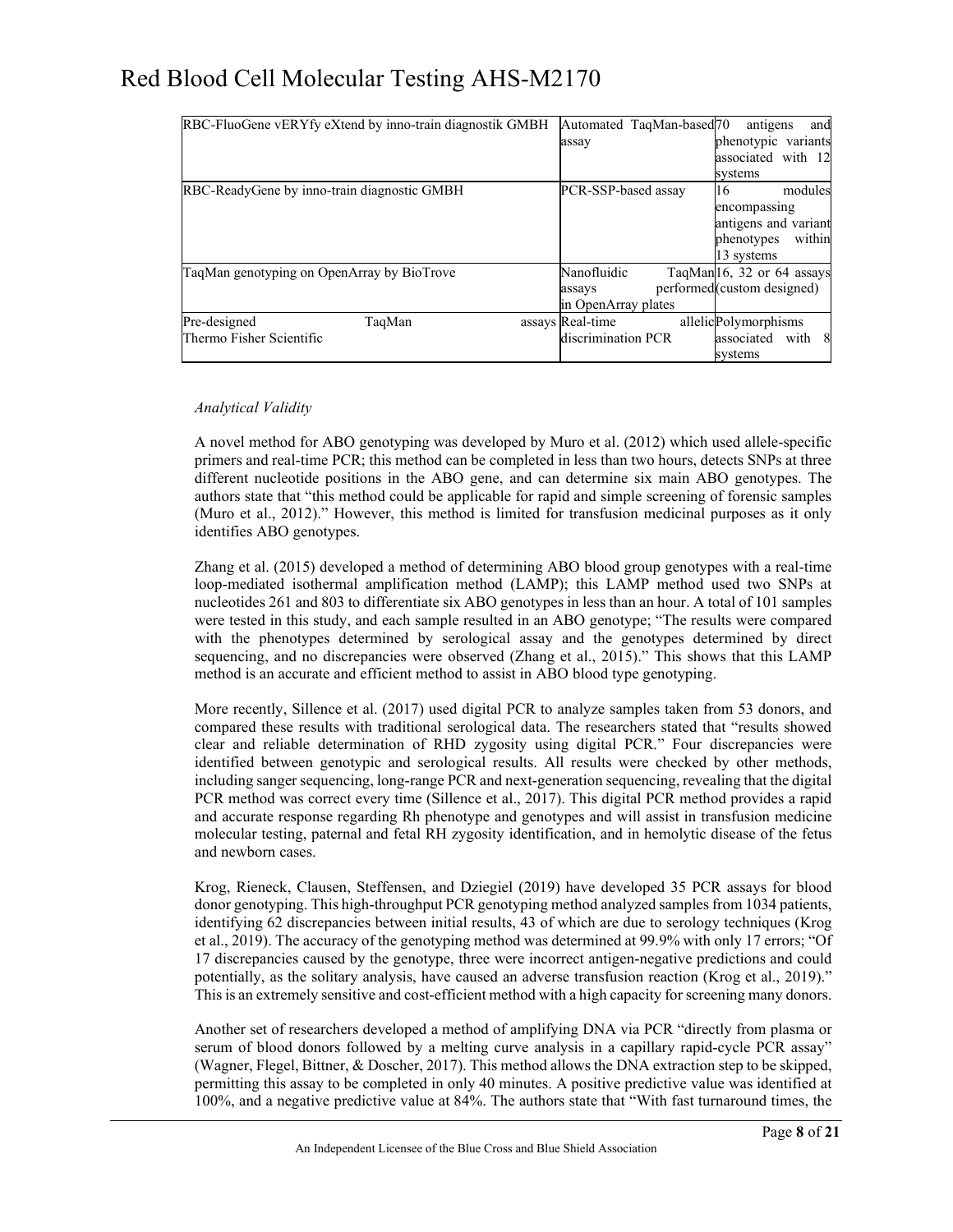| RBC-FluoGene vERYfy eXtend by inno-train diagnostik GMBH | Automated TaqMan-based assay | 70 antigens and phenotypic variants associated with 12 systems |
|---|---|---|
| RBC-ReadyGene by inno-train diagnostik GMBH | PCR-SSP-based assay | 16 modules encompassing antigens and variant phenotypes within 13 systems |
| TaqMan genotyping on OpenArray by BioTrove | Nanofluidic TaqMan assays performed in OpenArray plates | 16, 32 or 64 assays (custom designed) |
| Pre-designed TaqMan assays Thermo Fisher Scientific | Real-time allelic discrimination PCR | Polymorphisms associated with 8 systems |

*Analytical Validity*

A novel method for ABO genotyping was developed by Muro et al. (2012) which used allele-specific primers and real-time PCR; this method can be completed in less than two hours, detects SNPs at three different nucleotide positions in the ABO gene, and can determine six main ABO genotypes. The authors state that "this method could be applicable for rapid and simple screening of forensic samples (Muro et al., 2012)." However, this method is limited for transfusion medicinal purposes as it only identifies ABO genotypes.

Zhang et al. (2015) developed a method of determining ABO blood group genotypes with a real-time loop-mediated isothermal amplification method (LAMP); this LAMP method used two SNPs at nucleotides 261 and 803 to differentiate six ABO genotypes in less than an hour. A total of 101 samples were tested in this study, and each sample resulted in an ABO genotype; "The results were compared with the phenotypes determined by serological assay and the genotypes determined by direct sequencing, and no discrepancies were observed (Zhang et al., 2015)." This shows that this LAMP method is an accurate and efficient method to assist in ABO blood type genotyping.

More recently, Sillence et al. (2017) used digital PCR to analyze samples taken from 53 donors, and compared these results with traditional serological data. The researchers stated that "results showed clear and reliable determination of RHD zygosity using digital PCR." Four discrepancies were identified between genotypic and serological results. All results were checked by other methods, including sanger sequencing, long-range PCR and next-generation sequencing, revealing that the digital PCR method was correct every time (Sillence et al., 2017). This digital PCR method provides a rapid and accurate response regarding Rh phenotype and genotypes and will assist in transfusion medicine molecular testing, paternal and fetal RH zygosity identification, and in hemolytic disease of the fetus and newborn cases.

Krog, Rieneck, Clausen, Steffensen, and Dziegiel (2019) have developed 35 PCR assays for blood donor genotyping. This high-throughput PCR genotyping method analyzed samples from 1034 patients, identifying 62 discrepancies between initial results, 43 of which are due to serology techniques (Krog et al., 2019). The accuracy of the genotyping method was determined at 99.9% with only 17 errors; "Of 17 discrepancies caused by the genotype, three were incorrect antigen-negative predictions and could potentially, as the solitary analysis, have caused an adverse transfusion reaction (Krog et al., 2019)." This is an extremely sensitive and cost-efficient method with a high capacity for screening many donors.

Another set of researchers developed a method of amplifying DNA via PCR "directly from plasma or serum of blood donors followed by a melting curve analysis in a capillary rapid-cycle PCR assay" (Wagner, Flegel, Bittner, & Doscher, 2017). This method allows the DNA extraction step to be skipped, permitting this assay to be completed in only 40 minutes. A positive predictive value was identified at 100%, and a negative predictive value at 84%. The authors state that "With fast turnaround times, the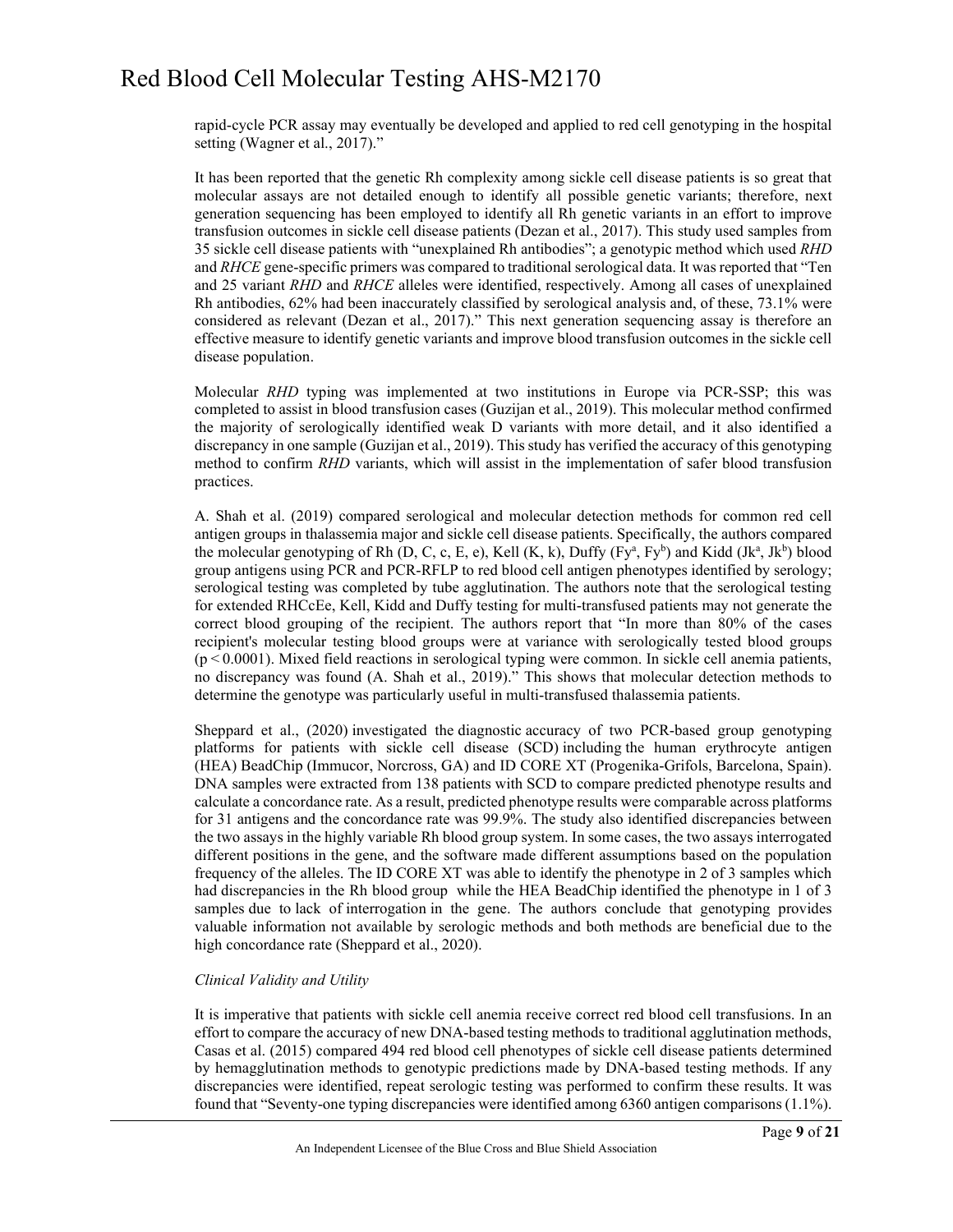rapid-cycle PCR assay may eventually be developed and applied to red cell genotyping in the hospital setting (Wagner et al., 2017)."

It has been reported that the genetic Rh complexity among sickle cell disease patients is so great that molecular assays are not detailed enough to identify all possible genetic variants; therefore, next generation sequencing has been employed to identify all Rh genetic variants in an effort to improve transfusion outcomes in sickle cell disease patients (Dezan et al., 2017). This study used samples from 35 sickle cell disease patients with "unexplained Rh antibodies"; a genotypic method which used *RHD* and *RHCE* gene-specific primers was compared to traditional serological data. It was reported that "Ten and 25 variant *RHD* and *RHCE* alleles were identified, respectively. Among all cases of unexplained Rh antibodies, 62% had been inaccurately classified by serological analysis and, of these, 73.1% were considered as relevant (Dezan et al., 2017)." This next generation sequencing assay is therefore an effective measure to identify genetic variants and improve blood transfusion outcomes in the sickle cell disease population.

Molecular *RHD* typing was implemented at two institutions in Europe via PCR-SSP; this was completed to assist in blood transfusion cases (Guzijan et al., 2019). This molecular method confirmed the majority of serologically identified weak D variants with more detail, and it also identified a discrepancy in one sample (Guzijan et al., 2019). This study has verified the accuracy of this genotyping method to confirm *RHD* variants, which will assist in the implementation of safer blood transfusion practices.

A. Shah et al. (2019) compared serological and molecular detection methods for common red cell antigen groups in thalassemia major and sickle cell disease patients. Specifically, the authors compared the molecular genotyping of Rh (D, C, c, E, e), Kell (K, k), Duffy ($Fy^a$, $Fy^b$) and Kidd ($Jk^a$, $Jk^b$) blood group antigens using PCR and PCR-RFLP to red blood cell antigen phenotypes identified by serology; serological testing was completed by tube agglutination. The authors note that the serological testing for extended RHCcEe, Kell, Kidd and Duffy testing for multi-transfused patients may not generate the correct blood grouping of the recipient. The authors report that "In more than 80% of the cases recipient's molecular testing blood groups were at variance with serologically tested blood groups ($p < 0.0001$). Mixed field reactions in serological typing were common. In sickle cell anemia patients, no discrepancy was found (A. Shah et al., 2019)." This shows that molecular detection methods to determine the genotype was particularly useful in multi-transfused thalassemia patients.

Sheppard et al., (2020) investigated the diagnostic accuracy of two PCR-based group genotyping platforms for patients with sickle cell disease (SCD) including the human erythrocyte antigen (HEA) BeadChip (Immucor, Norcross, GA) and ID CORE XT (Progenika-Grifols, Barcelona, Spain). DNA samples were extracted from 138 patients with SCD to compare predicted phenotype results and calculate a concordance rate. As a result, predicted phenotype results were comparable across platforms for 31 antigens and the concordance rate was 99.9%. The study also identified discrepancies between the two assays in the highly variable Rh blood group system. In some cases, the two assays interrogated different positions in the gene, and the software made different assumptions based on the population frequency of the alleles. The ID CORE XT was able to identify the phenotype in 2 of 3 samples which had discrepancies in the Rh blood group while the HEA BeadChip identified the phenotype in 1 of 3 samples due to lack of interrogation in the gene. The authors conclude that genotyping provides valuable information not available by serologic methods and both methods are beneficial due to the high concordance rate (Sheppard et al., 2020).

*Clinical Validity and Utility*

It is imperative that patients with sickle cell anemia receive correct red blood cell transfusions. In an effort to compare the accuracy of new DNA-based testing methods to traditional agglutination methods, Casas et al. (2015) compared 494 red blood cell phenotypes of sickle cell disease patients determined by hemagglutination methods to genotypic predictions made by DNA-based testing methods. If any discrepancies were identified, repeat serologic testing was performed to confirm these results. It was found that "Seventy-one typing discrepancies were identified among 6360 antigen comparisons (1.1%).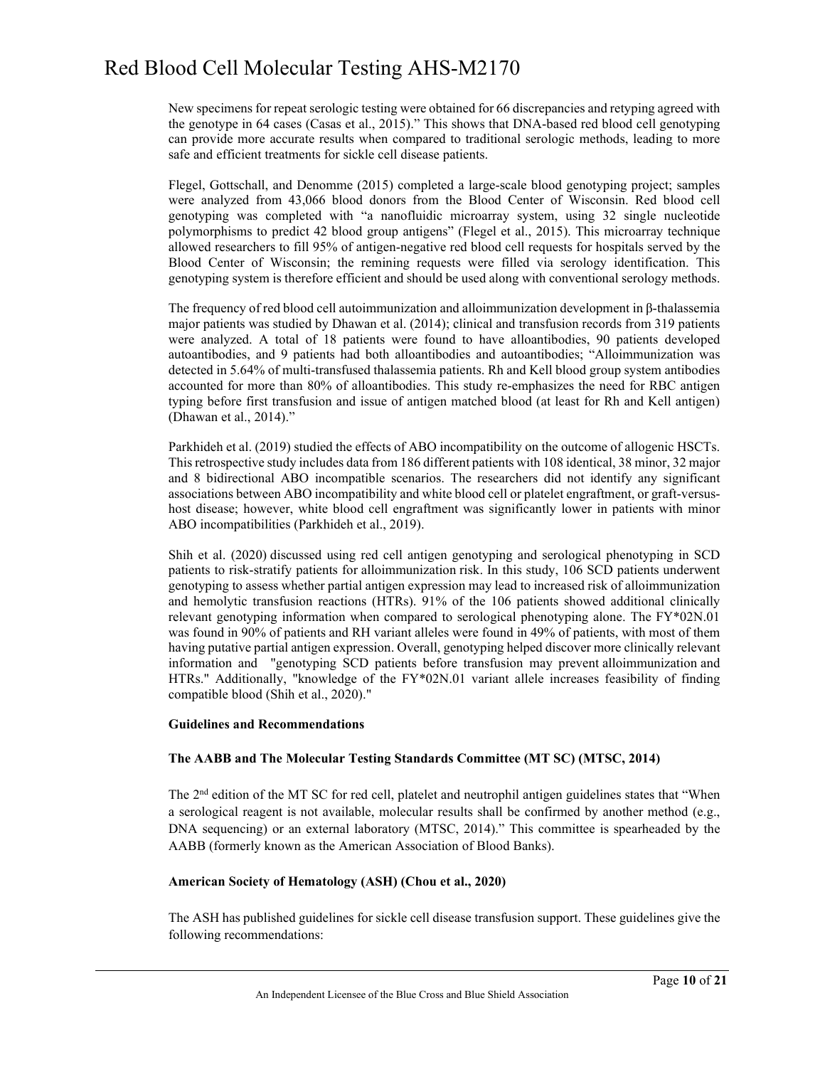New specimens for repeat serologic testing were obtained for 66 discrepancies and retyping agreed with the genotype in 64 cases (Casas et al., 2015)." This shows that DNA-based red blood cell genotyping can provide more accurate results when compared to traditional serologic methods, leading to more safe and efficient treatments for sickle cell disease patients.

Flegel, Gottschall, and Denomme (2015) completed a large-scale blood genotyping project; samples were analyzed from 43,066 blood donors from the Blood Center of Wisconsin. Red blood cell genotyping was completed with "a nanofluidic microarray system, using 32 single nucleotide polymorphisms to predict 42 blood group antigens" (Flegel et al., 2015). This microarray technique allowed researchers to fill 95% of antigen-negative red blood cell requests for hospitals served by the Blood Center of Wisconsin; the remining requests were filled via serology identification. This genotyping system is therefore efficient and should be used along with conventional serology methods.

The frequency of red blood cell autoimmunization and alloimmunization development in β-thalassemia major patients was studied by Dhawan et al. (2014); clinical and transfusion records from 319 patients were analyzed. A total of 18 patients were found to have alloantibodies, 90 patients developed autoantibodies, and 9 patients had both alloantibodies and autoantibodies; "Alloimmunization was detected in 5.64% of multi-transfused thalassemia patients. Rh and Kell blood group system antibodies accounted for more than 80% of alloantibodies. This study re-emphasizes the need for RBC antigen typing before first transfusion and issue of antigen matched blood (at least for Rh and Kell antigen) (Dhawan et al., 2014)."

Parkhideh et al. (2019) studied the effects of ABO incompatibility on the outcome of allogenic HSCTs. This retrospective study includes data from 186 different patients with 108 identical, 38 minor, 32 major and 8 bidirectional ABO incompatible scenarios. The researchers did not identify any significant associations between ABO incompatibility and white blood cell or platelet engraftment, or graft-versus-host disease; however, white blood cell engraftment was significantly lower in patients with minor ABO incompatibilities (Parkhideh et al., 2019).

Shih et al. (2020) discussed using red cell antigen genotyping and serological phenotyping in SCD patients to risk-stratify patients for alloimmunization risk. In this study, 106 SCD patients underwent genotyping to assess whether partial antigen expression may lead to increased risk of alloimmunization and hemolytic transfusion reactions (HTRs). 91% of the 106 patients showed additional clinically relevant genotyping information when compared to serological phenotyping alone. The FY*02N.01 was found in 90% of patients and RH variant alleles were found in 49% of patients, with most of them having putative partial antigen expression. Overall, genotyping helped discover more clinically relevant information and "genotyping SCD patients before transfusion may prevent alloimmunization and HTRs." Additionally, "knowledge of the FY*02N.01 variant allele increases feasibility of finding compatible blood (Shih et al., 2020)."

**Guidelines and Recommendations**

**The AABB and The Molecular Testing Standards Committee (MT SC) (MTSC, 2014)**

The 2nd edition of the MT SC for red cell, platelet and neutrophil antigen guidelines states that "When a serological reagent is not available, molecular results shall be confirmed by another method (e.g., DNA sequencing) or an external laboratory (MTSC, 2014)." This committee is spearheaded by the AABB (formerly known as the American Association of Blood Banks).

**American Society of Hematology (ASH) (Chou et al., 2020)**

The ASH has published guidelines for sickle cell disease transfusion support. These guidelines give the following recommendations: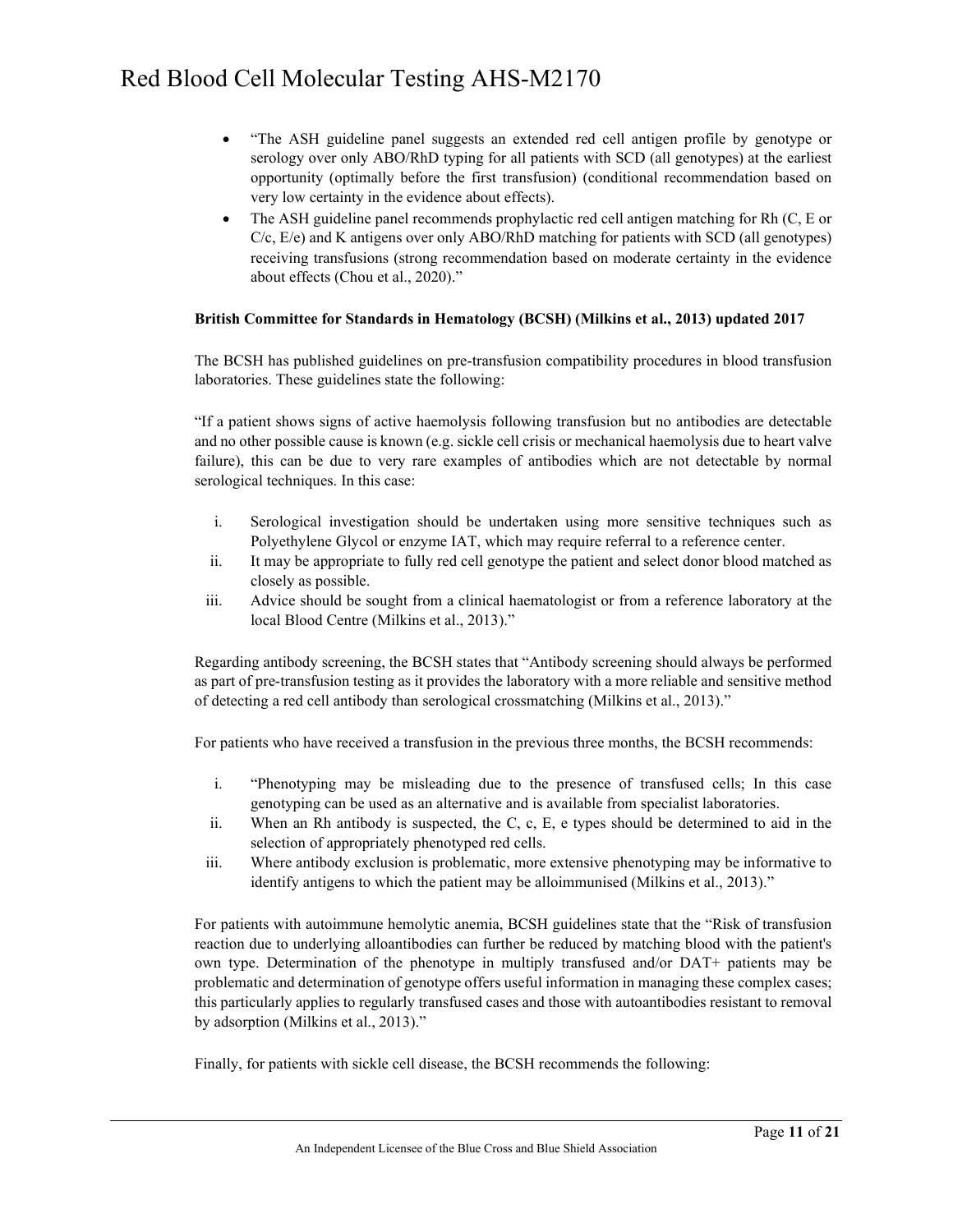- "The ASH guideline panel suggests an extended red cell antigen profile by genotype or serology over only ABO/RhD typing for all patients with SCD (all genotypes) at the earliest opportunity (optimally before the first transfusion) (conditional recommendation based on very low certainty in the evidence about effects).
- The ASH guideline panel recommends prophylactic red cell antigen matching for Rh (C, E or C/c, E/e) and K antigens over only ABO/RhD matching for patients with SCD (all genotypes) receiving transfusions (strong recommendation based on moderate certainty in the evidence about effects (Chou et al., 2020)."

**British Committee for Standards in Hematology (BCSH) (Milkins et al., 2013) updated 2017**

The BCSH has published guidelines on pre-transfusion compatibility procedures in blood transfusion laboratories. These guidelines state the following:

"If a patient shows signs of active haemolysis following transfusion but no antibodies are detectable and no other possible cause is known (e.g. sickle cell crisis or mechanical haemolysis due to heart valve failure), this can be due to very rare examples of antibodies which are not detectable by normal serological techniques. In this case:

i. Serological investigation should be undertaken using more sensitive techniques such as Polyethylene Glycol or enzyme IAT, which may require referral to a reference center.
ii. It may be appropriate to fully red cell genotype the patient and select donor blood matched as closely as possible.
iii. Advice should be sought from a clinical haematologist or from a reference laboratory at the local Blood Centre (Milkins et al., 2013)."

Regarding antibody screening, the BCSH states that "Antibody screening should always be performed as part of pre-transfusion testing as it provides the laboratory with a more reliable and sensitive method of detecting a red cell antibody than serological crossmatching (Milkins et al., 2013)."

For patients who have received a transfusion in the previous three months, the BCSH recommends:

i. "Phenotyping may be misleading due to the presence of transfused cells; In this case genotyping can be used as an alternative and is available from specialist laboratories.
ii. When an Rh antibody is suspected, the C, c, E, e types should be determined to aid in the selection of appropriately phenotyped red cells.
iii. Where antibody exclusion is problematic, more extensive phenotyping may be informative to identify antigens to which the patient may be alloimmunised (Milkins et al., 2013)."

For patients with autoimmune hemolytic anemia, BCSH guidelines state that the "Risk of transfusion reaction due to underlying alloantibodies can further be reduced by matching blood with the patient's own type. Determination of the phenotype in multiply transfused and/or DAT+ patients may be problematic and determination of genotype offers useful information in managing these complex cases; this particularly applies to regularly transfused cases and those with autoantibodies resistant to removal by adsorption (Milkins et al., 2013)."

Finally, for patients with sickle cell disease, the BCSH recommends the following: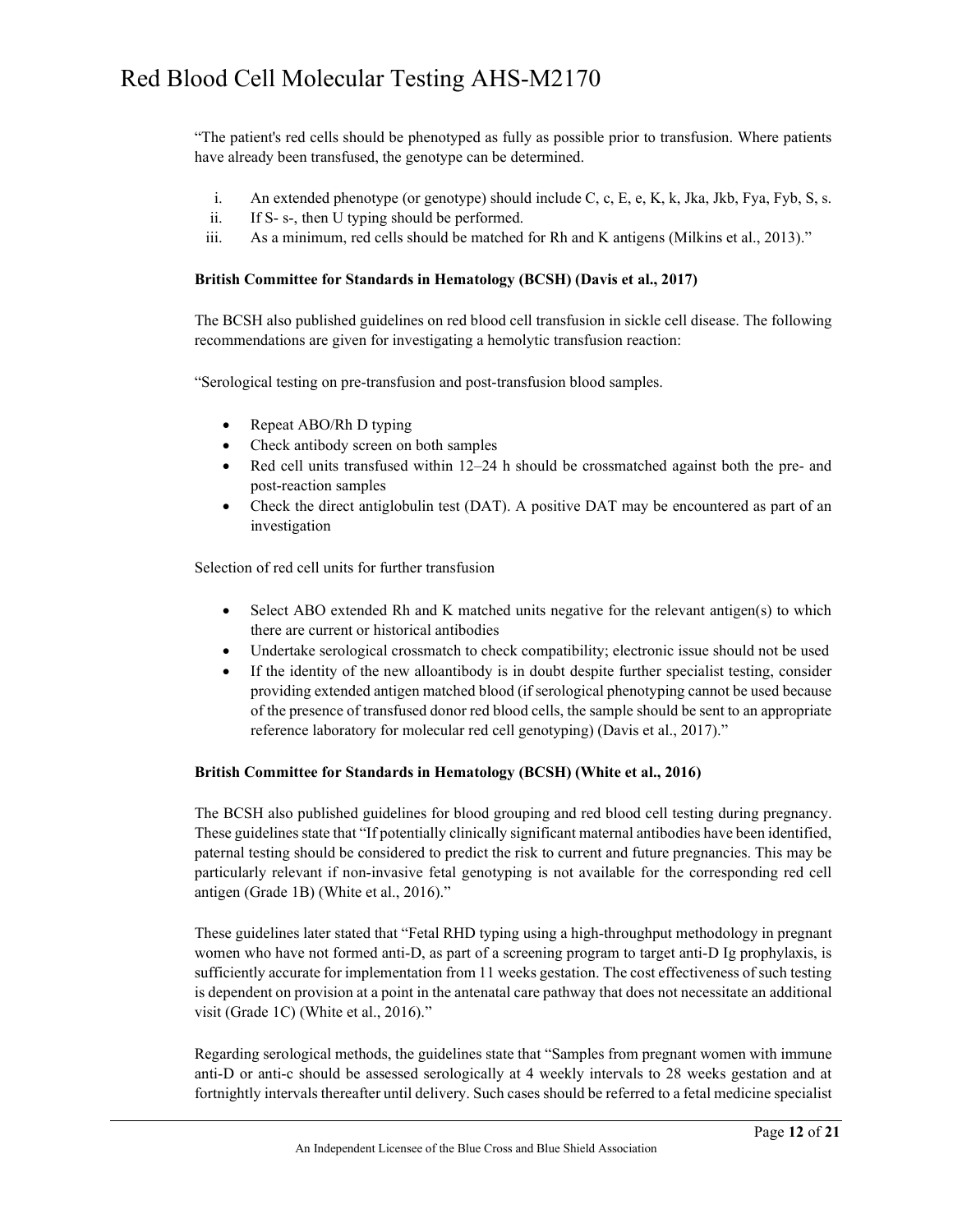"The patient's red cells should be phenotyped as fully as possible prior to transfusion. Where patients have already been transfused, the genotype can be determined.

i. An extended phenotype (or genotype) should include C, c, E, e, K, k, Jka, Jkb, Fya, Fyb, S, s.
ii. If S- s-, then U typing should be performed.
iii. As a minimum, red cells should be matched for Rh and K antigens (Milkins et al., 2013)."

**British Committee for Standards in Hematology (BCSH) (Davis et al., 2017)**

The BCSH also published guidelines on red blood cell transfusion in sickle cell disease. The following recommendations are given for investigating a hemolytic transfusion reaction:

"Serological testing on pre-transfusion and post-transfusion blood samples.

- Repeat ABO/Rh D typing
- Check antibody screen on both samples
- Red cell units transfused within 12–24 h should be crossmatched against both the pre- and post-reaction samples
- Check the direct antiglobulin test (DAT). A positive DAT may be encountered as part of an investigation

Selection of red cell units for further transfusion

- Select ABO extended Rh and K matched units negative for the relevant antigen(s) to which there are current or historical antibodies
- Undertake serological crossmatch to check compatibility; electronic issue should not be used
- If the identity of the new alloantibody is in doubt despite further specialist testing, consider providing extended antigen matched blood (if serological phenotyping cannot be used because of the presence of transfused donor red blood cells, the sample should be sent to an appropriate reference laboratory for molecular red cell genotyping) (Davis et al., 2017)."

**British Committee for Standards in Hematology (BCSH) (White et al., 2016)**

The BCSH also published guidelines for blood grouping and red blood cell testing during pregnancy. These guidelines state that "If potentially clinically significant maternal antibodies have been identified, paternal testing should be considered to predict the risk to current and future pregnancies. This may be particularly relevant if non-invasive fetal genotyping is not available for the corresponding red cell antigen (Grade 1B) (White et al., 2016)."

These guidelines later stated that "Fetal RHD typing using a high-throughput methodology in pregnant women who have not formed anti-D, as part of a screening program to target anti-D Ig prophylaxis, is sufficiently accurate for implementation from 11 weeks gestation. The cost effectiveness of such testing is dependent on provision at a point in the antenatal care pathway that does not necessitate an additional visit (Grade 1C) (White et al., 2016)."

Regarding serological methods, the guidelines state that "Samples from pregnant women with immune anti-D or anti-c should be assessed serologically at 4 weekly intervals to 28 weeks gestation and at fortnightly intervals thereafter until delivery. Such cases should be referred to a fetal medicine specialist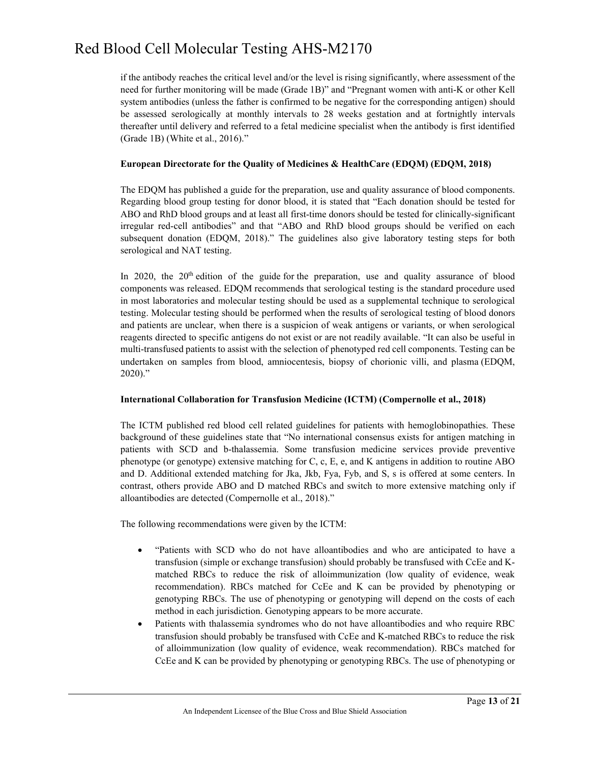if the antibody reaches the critical level and/or the level is rising significantly, where assessment of the need for further monitoring will be made (Grade 1B)" and "Pregnant women with anti-K or other Kell system antibodies (unless the father is confirmed to be negative for the corresponding antigen) should be assessed serologically at monthly intervals to 28 weeks gestation and at fortnightly intervals thereafter until delivery and referred to a fetal medicine specialist when the antibody is first identified (Grade 1B) (White et al., 2016)."

**European Directorate for the Quality of Medicines & HealthCare (EDQM) (EDQM, 2018)**

The EDQM has published a guide for the preparation, use and quality assurance of blood components. Regarding blood group testing for donor blood, it is stated that "Each donation should be tested for ABO and RhD blood groups and at least all first-time donors should be tested for clinically-significant irregular red-cell antibodies" and that "ABO and RhD blood groups should be verified on each subsequent donation (EDQM, 2018)." The guidelines also give laboratory testing steps for both serological and NAT testing.

In 2020, the 20th edition of the guide for the preparation, use and quality assurance of blood components was released. EDQM recommends that serological testing is the standard procedure used in most laboratories and molecular testing should be used as a supplemental technique to serological testing. Molecular testing should be performed when the results of serological testing of blood donors and patients are unclear, when there is a suspicion of weak antigens or variants, or when serological reagents directed to specific antigens do not exist or are not readily available. "It can also be useful in multi-transfused patients to assist with the selection of phenotyped red cell components. Testing can be undertaken on samples from blood, amniocentesis, biopsy of chorionic villi, and plasma (EDQM, 2020)."

**International Collaboration for Transfusion Medicine (ICTM) (Compernolle et al., 2018)**

The ICTM published red blood cell related guidelines for patients with hemoglobinopathies. These background of these guidelines state that "No international consensus exists for antigen matching in patients with SCD and b-thalassemia. Some transfusion medicine services provide preventive phenotype (or genotype) extensive matching for C, c, E, e, and K antigens in addition to routine ABO and D. Additional extended matching for Jka, Jkb, Fya, Fyb, and S, s is offered at some centers. In contrast, others provide ABO and D matched RBCs and switch to more extensive matching only if alloantibodies are detected (Compernolle et al., 2018)."

The following recommendations were given by the ICTM:

- "Patients with SCD who do not have alloantibodies and who are anticipated to have a transfusion (simple or exchange transfusion) should probably be transfused with CcEe and K-matched RBCs to reduce the risk of alloimmunization (low quality of evidence, weak recommendation). RBCs matched for CcEe and K can be provided by phenotyping or genotyping RBCs. The use of phenotyping or genotyping will depend on the costs of each method in each jurisdiction. Genotyping appears to be more accurate.
- Patients with thalassemia syndromes who do not have alloantibodies and who require RBC transfusion should probably be transfused with CcEe and K-matched RBCs to reduce the risk of alloimmunization (low quality of evidence, weak recommendation). RBCs matched for CcEe and K can be provided by phenotyping or genotyping RBCs. The use of phenotyping or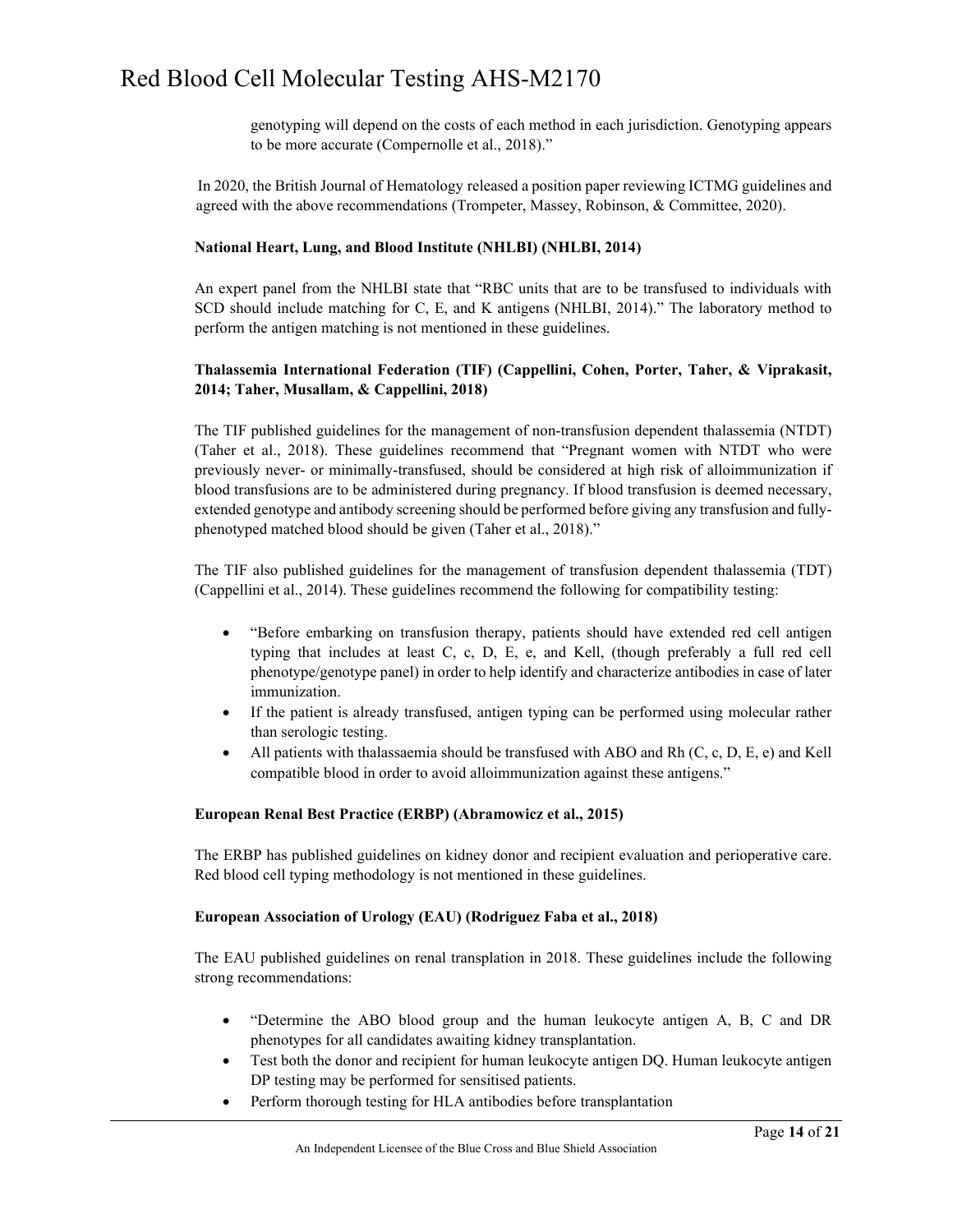genotyping will depend on the costs of each method in each jurisdiction. Genotyping appears to be more accurate (Compernolle et al., 2018)."

In 2020, the British Journal of Hematology released a position paper reviewing ICTMG guidelines and agreed with the above recommendations (Trompeter, Massey, Robinson, & Committee, 2020).

**National Heart, Lung, and Blood Institute (NHLBI) (NHLBI, 2014)**

An expert panel from the NHLBI state that "RBC units that are to be transfused to individuals with SCD should include matching for C, E, and K antigens (NHLBI, 2014)." The laboratory method to perform the antigen matching is not mentioned in these guidelines.

**Thalassemia International Federation (TIF) (Cappellini, Cohen, Porter, Taher, & Viprakasit, 2014; Taher, Musallam, & Cappellini, 2018)**

The TIF published guidelines for the management of non-transfusion dependent thalassemia (NTDT) (Taher et al., 2018). These guidelines recommend that "Pregnant women with NTDT who were previously never- or minimally-transfused, should be considered at high risk of alloimmunization if blood transfusions are to be administered during pregnancy. If blood transfusion is deemed necessary, extended genotype and antibody screening should be performed before giving any transfusion and fully-phenotyped matched blood should be given (Taher et al., 2018)."

The TIF also published guidelines for the management of transfusion dependent thalassemia (TDT) (Cappellini et al., 2014). These guidelines recommend the following for compatibility testing:

- "Before embarking on transfusion therapy, patients should have extended red cell antigen typing that includes at least C, c, D, E, e, and Kell, (though preferably a full red cell phenotype/genotype panel) in order to help identify and characterize antibodies in case of later immunization.
- If the patient is already transfused, antigen typing can be performed using molecular rather than serologic testing.
- All patients with thalassaemia should be transfused with ABO and Rh (C, c, D, E, e) and Kell compatible blood in order to avoid alloimmunization against these antigens."

**European Renal Best Practice (ERBP) (Abramowicz et al., 2015)**

The ERBP has published guidelines on kidney donor and recipient evaluation and perioperative care. Red blood cell typing methodology is not mentioned in these guidelines.

**European Association of Urology (EAU) (Rodriguez Faba et al., 2018)**

The EAU published guidelines on renal transplation in 2018. These guidelines include the following strong recommendations:

- "Determine the ABO blood group and the human leukocyte antigen A, B, C and DR phenotypes for all candidates awaiting kidney transplantation.
- Test both the donor and recipient for human leukocyte antigen DQ. Human leukocyte antigen DP testing may be performed for sensitised patients.
- Perform thorough testing for HLA antibodies before transplantation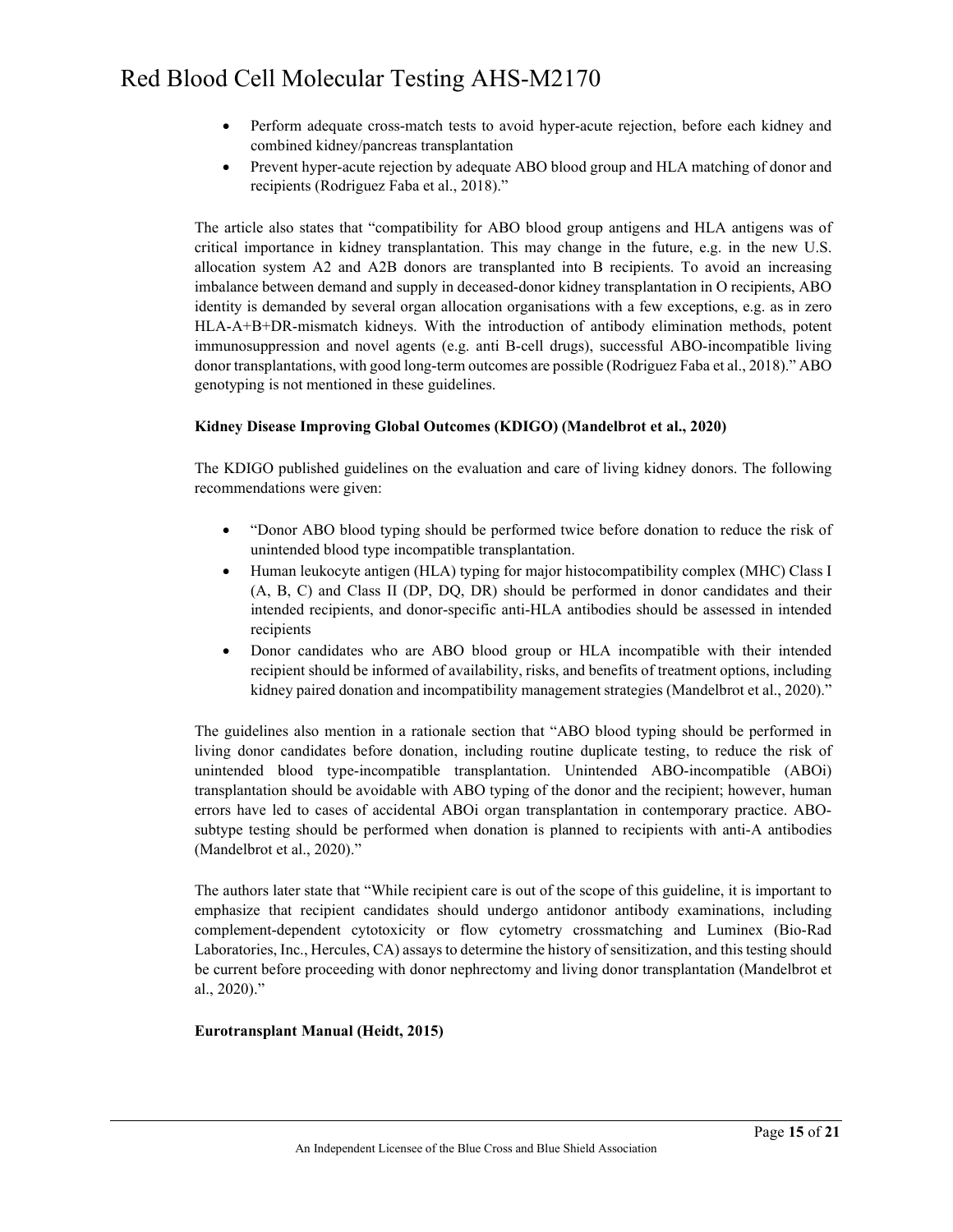- Perform adequate cross-match tests to avoid hyper-acute rejection, before each kidney and combined kidney/pancreas transplantation
- Prevent hyper-acute rejection by adequate ABO blood group and HLA matching of donor and recipients (Rodriguez Faba et al., 2018)."

The article also states that "compatibility for ABO blood group antigens and HLA antigens was of critical importance in kidney transplantation. This may change in the future, e.g. in the new U.S. allocation system A2 and A2B donors are transplanted into B recipients. To avoid an increasing imbalance between demand and supply in deceased-donor kidney transplantation in O recipients, ABO identity is demanded by several organ allocation organisations with a few exceptions, e.g. as in zero HLA-A+B+DR-mismatch kidneys. With the introduction of antibody elimination methods, potent immunosuppression and novel agents (e.g. anti B-cell drugs), successful ABO-incompatible living donor transplantations, with good long-term outcomes are possible (Rodriguez Faba et al., 2018)." ABO genotyping is not mentioned in these guidelines.

**Kidney Disease Improving Global Outcomes (KDIGO) (Mandelbrot et al., 2020)**

The KDIGO published guidelines on the evaluation and care of living kidney donors. The following recommendations were given:

- "Donor ABO blood typing should be performed twice before donation to reduce the risk of unintended blood type incompatible transplantation.
- Human leukocyte antigen (HLA) typing for major histocompatibility complex (MHC) Class I (A, B, C) and Class II (DP, DQ, DR) should be performed in donor candidates and their intended recipients, and donor-specific anti-HLA antibodies should be assessed in intended recipients
- Donor candidates who are ABO blood group or HLA incompatible with their intended recipient should be informed of availability, risks, and benefits of treatment options, including kidney paired donation and incompatibility management strategies (Mandelbrot et al., 2020)."

The guidelines also mention in a rationale section that "ABO blood typing should be performed in living donor candidates before donation, including routine duplicate testing, to reduce the risk of unintended blood type-incompatible transplantation. Unintended ABO-incompatible (ABOi) transplantation should be avoidable with ABO typing of the donor and the recipient; however, human errors have led to cases of accidental ABOi organ transplantation in contemporary practice. ABO-subtype testing should be performed when donation is planned to recipients with anti-A antibodies (Mandelbrot et al., 2020)."

The authors later state that "While recipient care is out of the scope of this guideline, it is important to emphasize that recipient candidates should undergo antidonor antibody examinations, including complement-dependent cytotoxicity or flow cytometry crossmatching and Luminex (Bio-Rad Laboratories, Inc., Hercules, CA) assays to determine the history of sensitization, and this testing should be current before proceeding with donor nephrectomy and living donor transplantation (Mandelbrot et al., 2020)."

**Eurotransplant Manual (Heidt, 2015)**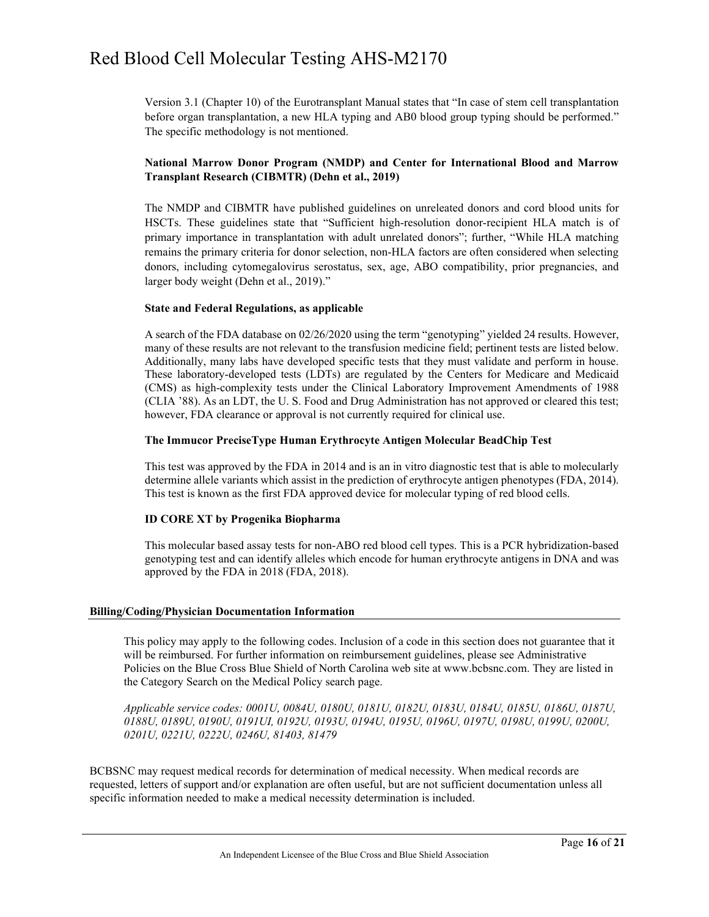Version 3.1 (Chapter 10) of the Eurotransplant Manual states that "In case of stem cell transplantation before organ transplantation, a new HLA typing and AB0 blood group typing should be performed." The specific methodology is not mentioned.

**National Marrow Donor Program (NMDP) and Center for International Blood and Marrow Transplant Research (CIBMTR) (Dehn et al., 2019)**

The NMDP and CIBMTR have published guidelines on unreleated donors and cord blood units for HSCTs. These guidelines state that "Sufficient high-resolution donor-recipient HLA match is of primary importance in transplantation with adult unrelated donors"; further, "While HLA matching remains the primary criteria for donor selection, non-HLA factors are often considered when selecting donors, including cytomegalovirus serostatus, sex, age, ABO compatibility, prior pregnancies, and larger body weight (Dehn et al., 2019)."

**State and Federal Regulations, as applicable**

A search of the FDA database on 02/26/2020 using the term "genotyping" yielded 24 results. However, many of these results are not relevant to the transfusion medicine field; pertinent tests are listed below. Additionally, many labs have developed specific tests that they must validate and perform in house. These laboratory-developed tests (LDTs) are regulated by the Centers for Medicare and Medicaid (CMS) as high-complexity tests under the Clinical Laboratory Improvement Amendments of 1988 (CLIA '88). As an LDT, the U. S. Food and Drug Administration has not approved or cleared this test; however, FDA clearance or approval is not currently required for clinical use.

**The Immucor PreciseType Human Erythrocyte Antigen Molecular BeadChip Test**

This test was approved by the FDA in 2014 and is an in vitro diagnostic test that is able to molecularly determine allele variants which assist in the prediction of erythrocyte antigen phenotypes (FDA, 2014). This test is known as the first FDA approved device for molecular typing of red blood cells.

**ID CORE XT by Progenika Biopharma**

This molecular based assay tests for non-ABO red blood cell types. This is a PCR hybridization-based genotyping test and can identify alleles which encode for human erythrocyte antigens in DNA and was approved by the FDA in 2018 (FDA, 2018).

## Billing/Coding/Physician Documentation Information

This policy may apply to the following codes. Inclusion of a code in this section does not guarantee that it will be reimbursed. For further information on reimbursement guidelines, please see Administrative Policies on the Blue Cross Blue Shield of North Carolina web site at www.bcbsnc.com. They are listed in the Category Search on the Medical Policy search page.

*Applicable service codes: 0001U, 0084U, 0180U, 0181U, 0182U, 0183U, 0184U, 0185U, 0186U, 0187U, 0188U, 0189U, 0190U, 0191UI, 0192U, 0193U, 0194U, 0195U, 0196U, 0197U, 0198U, 0199U, 0200U, 0201U, 0221U, 0222U, 0246U, 81403, 81479*

BCBSNC may request medical records for determination of medical necessity. When medical records are requested, letters of support and/or explanation are often useful, but are not sufficient documentation unless all specific information needed to make a medical necessity determination is included.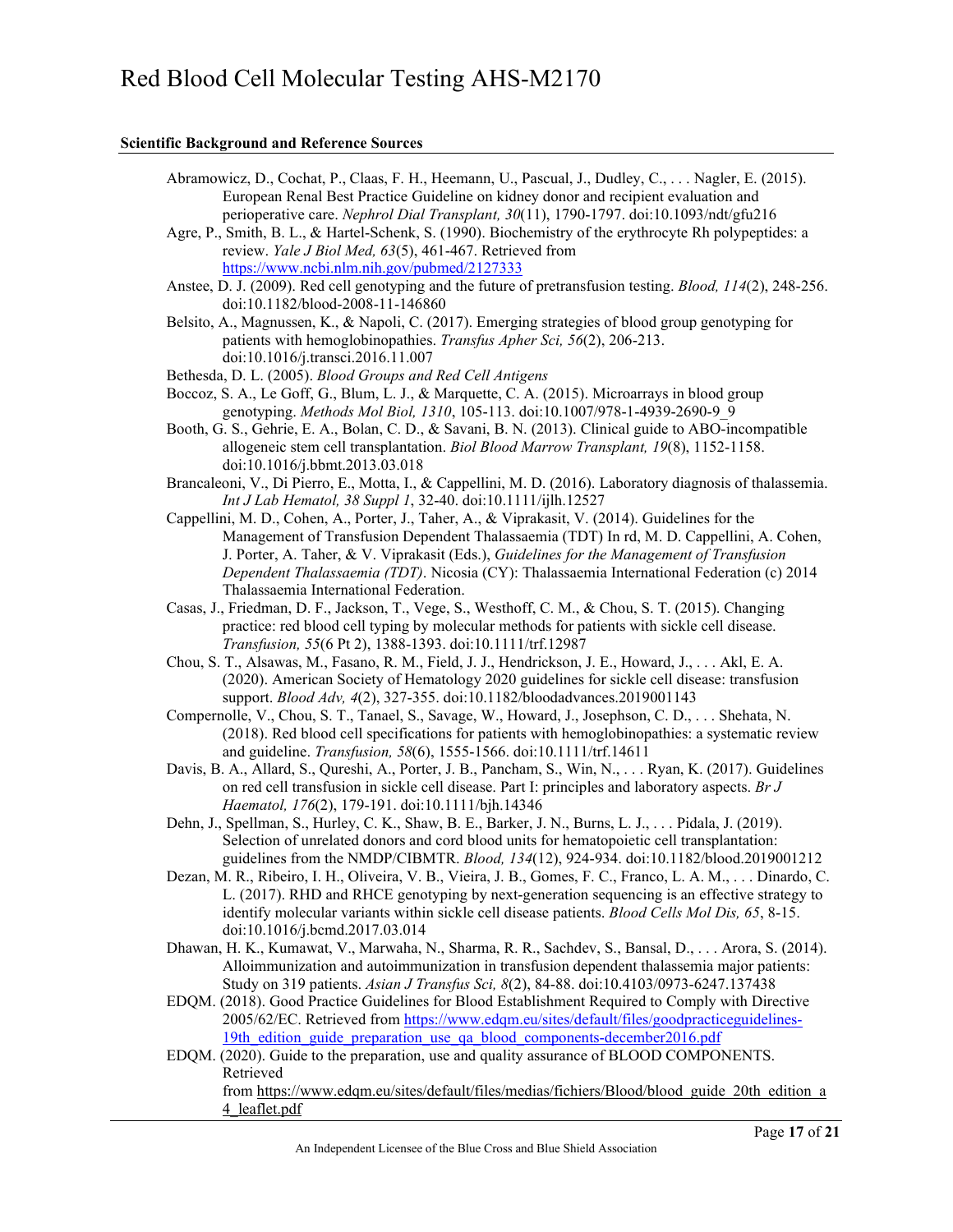**Scientific Background and Reference Sources**

Abramowicz, D., Cochat, P., Claas, F. H., Heemann, U., Pascual, J., Dudley, C., . . . Nagler, E. (2015). European Renal Best Practice Guideline on kidney donor and recipient evaluation and perioperative care. *Nephrol Dial Transplant, 30*(11), 1790-1797. doi:10.1093/ndt/gfu216

Agre, P., Smith, B. L., & Hartel-Schenk, S. (1990). Biochemistry of the erythrocyte Rh polypeptides: a review. *Yale J Biol Med, 63*(5), 461-467. Retrieved from https://www.ncbi.nlm.nih.gov/pubmed/2127333

Anstee, D. J. (2009). Red cell genotyping and the future of pretransfusion testing. *Blood, 114*(2), 248-256. doi:10.1182/blood-2008-11-146860

Belsito, A., Magnussen, K., & Napoli, C. (2017). Emerging strategies of blood group genotyping for patients with hemoglobinopathies. *Transfus Apher Sci, 56*(2), 206-213. doi:10.1016/j.transci.2016.11.007

Bethesda, D. L. (2005). *Blood Groups and Red Cell Antigens*

Boccoz, S. A., Le Goff, G., Blum, L. J., & Marquette, C. A. (2015). Microarrays in blood group genotyping. *Methods Mol Biol, 1310*, 105-113. doi:10.1007/978-1-4939-2690-9_9

Booth, G. S., Gehrie, E. A., Bolan, C. D., & Savani, B. N. (2013). Clinical guide to ABO-incompatible allogeneic stem cell transplantation. *Biol Blood Marrow Transplant, 19*(8), 1152-1158. doi:10.1016/j.bbmt.2013.03.018

Brancaleoni, V., Di Pierro, E., Motta, I., & Cappellini, M. D. (2016). Laboratory diagnosis of thalassemia. *Int J Lab Hematol, 38 Suppl 1*, 32-40. doi:10.1111/ijlh.12527

Cappellini, M. D., Cohen, A., Porter, J., Taher, A., & Viprakasit, V. (2014). Guidelines for the Management of Transfusion Dependent Thalassaemia (TDT) In rd, M. D. Cappellini, A. Cohen, J. Porter, A. Taher, & V. Viprakasit (Eds.), *Guidelines for the Management of Transfusion Dependent Thalassaemia (TDT)*. Nicosia (CY): Thalassaemia International Federation (c) 2014 Thalassaemia International Federation.

Casas, J., Friedman, D. F., Jackson, T., Vege, S., Westhoff, C. M., & Chou, S. T. (2015). Changing practice: red blood cell typing by molecular methods for patients with sickle cell disease. *Transfusion, 55*(6 Pt 2), 1388-1393. doi:10.1111/trf.12987

Chou, S. T., Alsawas, M., Fasano, R. M., Field, J. J., Hendrickson, J. E., Howard, J., . . . Akl, E. A. (2020). American Society of Hematology 2020 guidelines for sickle cell disease: transfusion support. *Blood Adv, 4*(2), 327-355. doi:10.1182/bloodadvances.2019001143

Compernolle, V., Chou, S. T., Tanael, S., Savage, W., Howard, J., Josephson, C. D., . . . Shehata, N. (2018). Red blood cell specifications for patients with hemoglobinopathies: a systematic review and guideline. *Transfusion, 58*(6), 1555-1566. doi:10.1111/trf.14611

Davis, B. A., Allard, S., Qureshi, A., Porter, J. B., Pancham, S., Win, N., . . . Ryan, K. (2017). Guidelines on red cell transfusion in sickle cell disease. Part I: principles and laboratory aspects. *Br J Haematol, 176*(2), 179-191. doi:10.1111/bjh.14346

Dehn, J., Spellman, S., Hurley, C. K., Shaw, B. E., Barker, J. N., Burns, L. J., . . . Pidala, J. (2019). Selection of unrelated donors and cord blood units for hematopoietic cell transplantation: guidelines from the NMDP/CIBMTR. *Blood, 134*(12), 924-934. doi:10.1182/blood.2019001212

Dezan, M. R., Ribeiro, I. H., Oliveira, V. B., Vieira, J. B., Gomes, F. C., Franco, L. A. M., . . . Dinardo, C. L. (2017). RHD and RHCE genotyping by next-generation sequencing is an effective strategy to identify molecular variants within sickle cell disease patients. *Blood Cells Mol Dis, 65*, 8-15. doi:10.1016/j.bcmd.2017.03.014

Dhawan, H. K., Kumawat, V., Marwaha, N., Sharma, R. R., Sachdev, S., Bansal, D., . . . Arora, S. (2014). Alloimmunization and autoimmunization in transfusion dependent thalassemia major patients: Study on 319 patients. *Asian J Transfus Sci, 8*(2), 84-88. doi:10.4103/0973-6247.137438

EDQM. (2018). Good Practice Guidelines for Blood Establishment Required to Comply with Directive 2005/62/EC. Retrieved from https://www.edqm.eu/sites/default/files/goodpracticeguidelines-19th_edition_guide_preparation_use_qa_blood_components-december2016.pdf

EDQM. (2020). Guide to the preparation, use and quality assurance of BLOOD COMPONENTS. Retrieved from https://www.edqm.eu/sites/default/files/medias/fichiers/Blood/blood_guide_20th_edition_a4_leaflet.pdf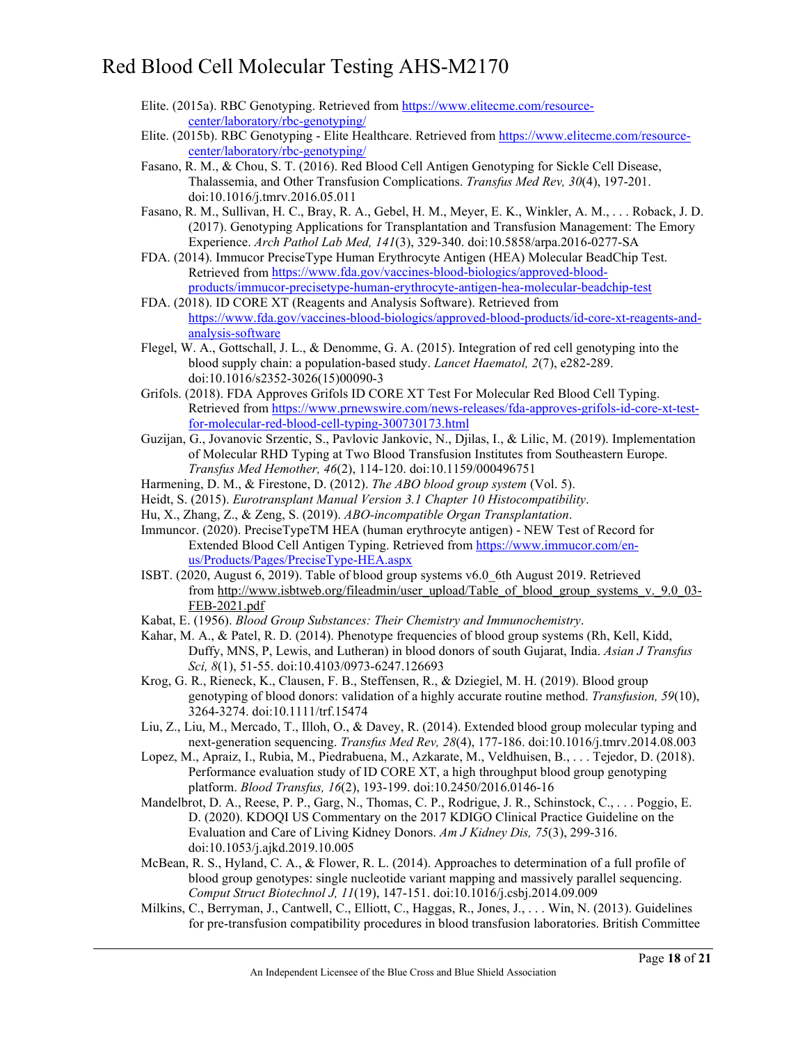Elite. (2015a). RBC Genotyping. Retrieved from https://www.elitecme.com/resource-center/laboratory/rbc-genotyping/

Elite. (2015b). RBC Genotyping - Elite Healthcare. Retrieved from https://www.elitecme.com/resource-center/laboratory/rbc-genotyping/

Fasano, R. M., & Chou, S. T. (2016). Red Blood Cell Antigen Genotyping for Sickle Cell Disease, Thalassemia, and Other Transfusion Complications. *Transfus Med Rev, 30*(4), 197-201. doi:10.1016/j.tmrv.2016.05.011

Fasano, R. M., Sullivan, H. C., Bray, R. A., Gebel, H. M., Meyer, E. K., Winkler, A. M., . . . Roback, J. D. (2017). Genotyping Applications for Transplantation and Transfusion Management: The Emory Experience. *Arch Pathol Lab Med, 141*(3), 329-340. doi:10.5858/arpa.2016-0277-SA

FDA. (2014). Immucor PreciseType Human Erythrocyte Antigen (HEA) Molecular BeadChip Test. Retrieved from https://www.fda.gov/vaccines-blood-biologics/approved-blood-products/immucor-precisetype-human-erythrocyte-antigen-hea-molecular-beadchip-test

FDA. (2018). ID CORE XT (Reagents and Analysis Software). Retrieved from https://www.fda.gov/vaccines-blood-biologics/approved-blood-products/id-core-xt-reagents-and-analysis-software

Flegel, W. A., Gottschall, J. L., & Denomme, G. A. (2015). Integration of red cell genotyping into the blood supply chain: a population-based study. *Lancet Haematol, 2*(7), e282-289. doi:10.1016/s2352-3026(15)00090-3

Grifols. (2018). FDA Approves Grifols ID CORE XT Test For Molecular Red Blood Cell Typing. Retrieved from https://www.prnewswire.com/news-releases/fda-approves-grifols-id-core-xt-test-for-molecular-red-blood-cell-typing-300730173.html

Guzijan, G., Jovanovic Srzentic, S., Pavlovic Jankovic, N., Djilas, I., & Lilic, M. (2019). Implementation of Molecular RHD Typing at Two Blood Transfusion Institutes from Southeastern Europe. *Transfus Med Hemother, 46*(2), 114-120. doi:10.1159/000496751

Harmening, D. M., & Firestone, D. (2012). *The ABO blood group system* (Vol. 5).

Heidt, S. (2015). *Eurotransplant Manual Version 3.1 Chapter 10 Histocompatibility*.

Hu, X., Zhang, Z., & Zeng, S. (2019). *ABO-incompatible Organ Transplantation*.

Immuncor. (2020). PreciseTypeTM HEA (human erythrocyte antigen) - NEW Test of Record for Extended Blood Cell Antigen Typing. Retrieved from https://www.immucor.com/en-us/Products/Pages/PreciseType-HEA.aspx

ISBT. (2020, August 6, 2019). Table of blood group systems v6.0_6th August 2019. Retrieved from http://www.isbtweb.org/fileadmin/user_upload/Table_of_blood_group_systems_v._9.0_03-FEB-2021.pdf

Kabat, E. (1956). *Blood Group Substances: Their Chemistry and Immunochemistry*.

Kahar, M. A., & Patel, R. D. (2014). Phenotype frequencies of blood group systems (Rh, Kell, Kidd, Duffy, MNS, P, Lewis, and Lutheran) in blood donors of south Gujarat, India. *Asian J Transfus Sci, 8*(1), 51-55. doi:10.4103/0973-6247.126693

Krog, G. R., Rieneck, K., Clausen, F. B., Steffensen, R., & Dziegiel, M. H. (2019). Blood group genotyping of blood donors: validation of a highly accurate routine method. *Transfusion, 59*(10), 3264-3274. doi:10.1111/trf.15474

Liu, Z., Liu, M., Mercado, T., Illoh, O., & Davey, R. (2014). Extended blood group molecular typing and next-generation sequencing. *Transfus Med Rev, 28*(4), 177-186. doi:10.1016/j.tmrv.2014.08.003

Lopez, M., Apraiz, I., Rubia, M., Piedrabuena, M., Azkarate, M., Veldhuisen, B., . . . Tejedor, D. (2018). Performance evaluation study of ID CORE XT, a high throughput blood group genotyping platform. *Blood Transfus, 16*(2), 193-199. doi:10.2450/2016.0146-16

Mandelbrot, D. A., Reese, P. P., Garg, N., Thomas, C. P., Rodrigue, J. R., Schinstock, C., . . . Poggio, E. D. (2020). KDOQI US Commentary on the 2017 KDIGO Clinical Practice Guideline on the Evaluation and Care of Living Kidney Donors. *Am J Kidney Dis, 75*(3), 299-316. doi:10.1053/j.ajkd.2019.10.005

McBean, R. S., Hyland, C. A., & Flower, R. L. (2014). Approaches to determination of a full profile of blood group genotypes: single nucleotide variant mapping and massively parallel sequencing. *Comput Struct Biotechnol J, 11*(19), 147-151. doi:10.1016/j.csbj.2014.09.009

Milkins, C., Berryman, J., Cantwell, C., Elliott, C., Haggas, R., Jones, J., . . . Win, N. (2013). Guidelines for pre-transfusion compatibility procedures in blood transfusion laboratories. British Committee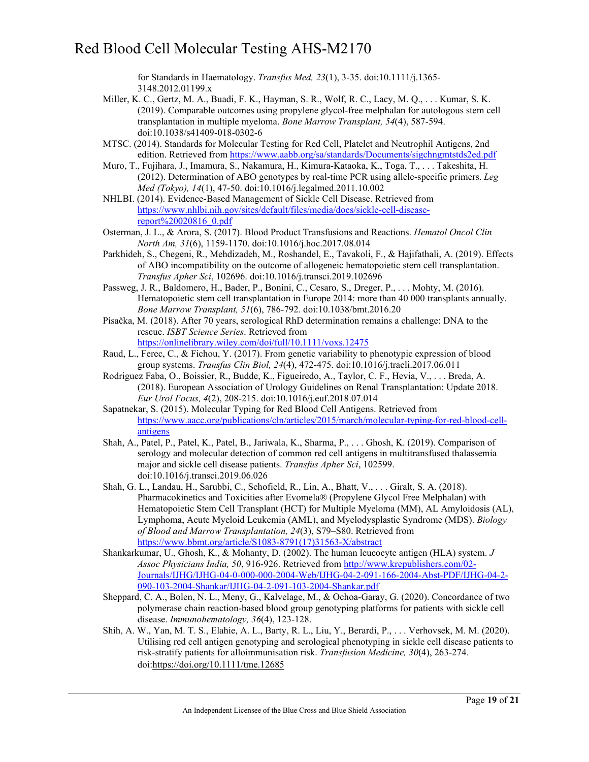for Standards in Haematology. *Transfus Med, 23*(1), 3-35. doi:10.1111/j.1365-3148.2012.01199.x

Miller, K. C., Gertz, M. A., Buadi, F. K., Hayman, S. R., Wolf, R. C., Lacy, M. Q., . . . Kumar, S. K. (2019). Comparable outcomes using propylene glycol-free melphalan for autologous stem cell transplantation in multiple myeloma. *Bone Marrow Transplant, 54*(4), 587-594. doi:10.1038/s41409-018-0302-6

MTSC. (2014). Standards for Molecular Testing for Red Cell, Platelet and Neutrophil Antigens, 2nd edition. Retrieved from https://www.aabb.org/sa/standards/Documents/sigchngmtstds2ed.pdf

Muro, T., Fujihara, J., Imamura, S., Nakamura, H., Kimura-Kataoka, K., Toga, T., . . . Takeshita, H. (2012). Determination of ABO genotypes by real-time PCR using allele-specific primers. *Leg Med (Tokyo), 14*(1), 47-50. doi:10.1016/j.legalmed.2011.10.002

NHLBI. (2014). Evidence-Based Management of Sickle Cell Disease. Retrieved from https://www.nhlbi.nih.gov/sites/default/files/media/docs/sickle-cell-disease-report%20020816_0.pdf

Osterman, J. L., & Arora, S. (2017). Blood Product Transfusions and Reactions. *Hematol Oncol Clin North Am, 31*(6), 1159-1170. doi:10.1016/j.hoc.2017.08.014

Parkhideh, S., Chegeni, R., Mehdizadeh, M., Roshandel, E., Tavakoli, F., & Hajifathali, A. (2019). Effects of ABO incompatibility on the outcome of allogeneic hematopoietic stem cell transplantation. *Transfus Apher Sci*, 102696. doi:10.1016/j.transci.2019.102696

Passweg, J. R., Baldomero, H., Bader, P., Bonini, C., Cesaro, S., Dreger, P., . . . Mohty, M. (2016). Hematopoietic stem cell transplantation in Europe 2014: more than 40 000 transplants annually. *Bone Marrow Transplant, 51*(6), 786-792. doi:10.1038/bmt.2016.20

Písačka, M. (2018). After 70 years, serological RhD determination remains a challenge: DNA to the rescue. *ISBT Science Series*. Retrieved from https://onlinelibrary.wiley.com/doi/full/10.1111/voxs.12475

Raud, L., Ferec, C., & Fichou, Y. (2017). From genetic variability to phenotypic expression of blood group systems. *Transfus Clin Biol, 24*(4), 472-475. doi:10.1016/j.tracli.2017.06.011

Rodriguez Faba, O., Boissier, R., Budde, K., Figueiredo, A., Taylor, C. F., Hevia, V., . . . Breda, A. (2018). European Association of Urology Guidelines on Renal Transplantation: Update 2018. *Eur Urol Focus, 4*(2), 208-215. doi:10.1016/j.euf.2018.07.014

Sapatnekar, S. (2015). Molecular Typing for Red Blood Cell Antigens. Retrieved from https://www.aacc.org/publications/cln/articles/2015/march/molecular-typing-for-red-blood-cell-antigens

Shah, A., Patel, P., Patel, K., Patel, B., Jariwala, K., Sharma, P., . . . Ghosh, K. (2019). Comparison of serology and molecular detection of common red cell antigens in multitransfused thalassemia major and sickle cell disease patients. *Transfus Apher Sci*, 102599. doi:10.1016/j.transci.2019.06.026

Shah, G. L., Landau, H., Sarubbi, C., Schofield, R., Lin, A., Bhatt, V., . . . Giralt, S. A. (2018). Pharmacokinetics and Toxicities after Evomela® (Propylene Glycol Free Melphalan) with Hematopoietic Stem Cell Transplant (HCT) for Multiple Myeloma (MM), AL Amyloidosis (AL), Lymphoma, Acute Myeloid Leukemia (AML), and Myelodysplastic Syndrome (MDS). *Biology of Blood and Marrow Transplantation, 24*(3), S79–S80. Retrieved from https://www.bbmt.org/article/S1083-8791(17)31563-X/abstract

Shankarkumar, U., Ghosh, K., & Mohanty, D. (2002). The human leucocyte antigen (HLA) system. *J Assoc Physicians India, 50*, 916-926. Retrieved from http://www.krepublishers.com/02-Journals/IJHG/IJHG-04-0-000-000-2004-Web/IJHG-04-2-091-166-2004-Abst-PDF/IJHG-04-2-090-103-2004-Shankar/IJHG-04-2-091-103-2004-Shankar.pdf

Sheppard, C. A., Bolen, N. L., Meny, G., Kalvelage, M., & Ochoa-Garay, G. (2020). Concordance of two polymerase chain reaction-based blood group genotyping platforms for patients with sickle cell disease. *Immunohematology, 36*(4), 123-128.

Shih, A. W., Yan, M. T. S., Elahie, A. L., Barty, R. L., Liu, Y., Berardi, P., . . . Verhovsek, M. M. (2020). Utilising red cell antigen genotyping and serological phenotyping in sickle cell disease patients to risk-stratify patients for alloimmunisation risk. *Transfusion Medicine, 30*(4), 263-274. doi:https://doi.org/10.1111/tme.12685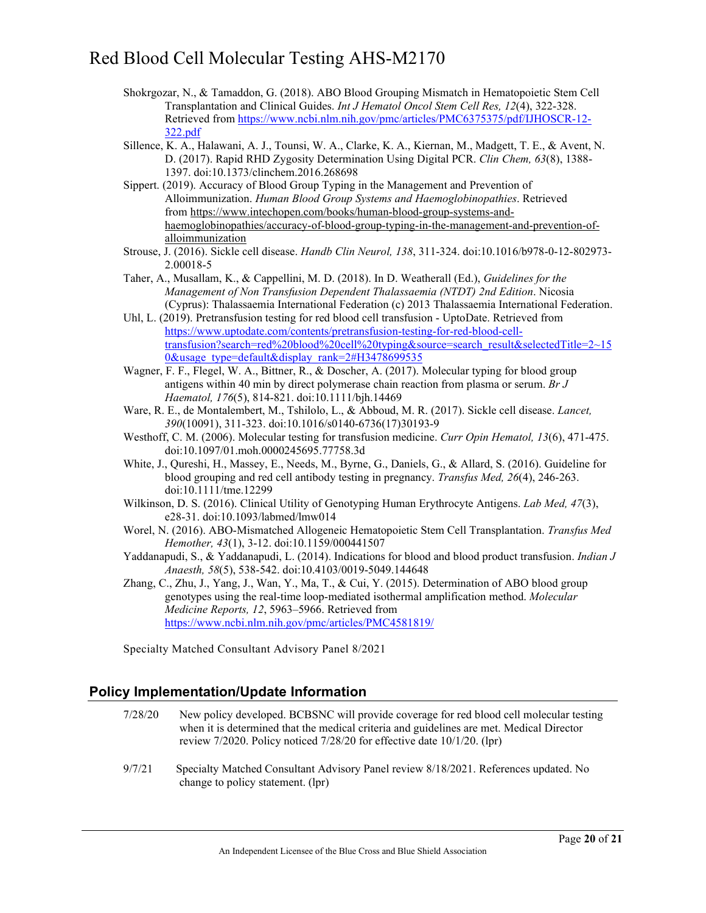Shokrgozar, N., & Tamaddon, G. (2018). ABO Blood Grouping Mismatch in Hematopoietic Stem Cell Transplantation and Clinical Guides. *Int J Hematol Oncol Stem Cell Res, 12*(4), 322-328. Retrieved from https://www.ncbi.nlm.nih.gov/pmc/articles/PMC6375375/pdf/IJHOSCR-12-322.pdf

Sillence, K. A., Halawani, A. J., Tounsi, W. A., Clarke, K. A., Kiernan, M., Madgett, T. E., & Avent, N. D. (2017). Rapid RHD Zygosity Determination Using Digital PCR. *Clin Chem, 63*(8), 1388-1397. doi:10.1373/clinchem.2016.268698

Sippert. (2019). Accuracy of Blood Group Typing in the Management and Prevention of Alloimmunization. *Human Blood Group Systems and Haemoglobinopathies*. Retrieved from https://www.intechopen.com/books/human-blood-group-systems-and-haemoglobinopathies/accuracy-of-blood-group-typing-in-the-management-and-prevention-of-alloimmunization

Strouse, J. (2016). Sickle cell disease. *Handb Clin Neurol, 138*, 311-324. doi:10.1016/b978-0-12-802973-2.00018-5

Taher, A., Musallam, K., & Cappellini, M. D. (2018). In D. Weatherall (Ed.), *Guidelines for the Management of Non Transfusion Dependent Thalassaemia (NTDT) 2nd Edition*. Nicosia (Cyprus): Thalassaemia International Federation (c) 2013 Thalassaemia International Federation.

Uhl, L. (2019). Pretransfusion testing for red blood cell transfusion - UptoDate. Retrieved from https://www.uptodate.com/contents/pretransfusion-testing-for-red-blood-cell-transfusion?search=red%20blood%20cell%20typing&source=search_result&selectedTitle=2~150&usage_type=default&display_rank=2#H3478699535

Wagner, F. F., Flegel, W. A., Bittner, R., & Doscher, A. (2017). Molecular typing for blood group antigens within 40 min by direct polymerase chain reaction from plasma or serum. *Br J Haematol, 176*(5), 814-821. doi:10.1111/bjh.14469

Ware, R. E., de Montalembert, M., Tshilolo, L., & Abboud, M. R. (2017). Sickle cell disease. *Lancet, 390*(10091), 311-323. doi:10.1016/s0140-6736(17)30193-9

Westhoff, C. M. (2006). Molecular testing for transfusion medicine. *Curr Opin Hematol, 13*(6), 471-475. doi:10.1097/01.moh.0000245695.77758.3d

White, J., Qureshi, H., Massey, E., Needs, M., Byrne, G., Daniels, G., & Allard, S. (2016). Guideline for blood grouping and red cell antibody testing in pregnancy. *Transfus Med, 26*(4), 246-263. doi:10.1111/tme.12299

Wilkinson, D. S. (2016). Clinical Utility of Genotyping Human Erythrocyte Antigens. *Lab Med, 47*(3), e28-31. doi:10.1093/labmed/lmw014

Worel, N. (2016). ABO-Mismatched Allogeneic Hematopoietic Stem Cell Transplantation. *Transfus Med Hemother, 43*(1), 3-12. doi:10.1159/000441507

Yaddanapudi, S., & Yaddanapudi, L. (2014). Indications for blood and blood product transfusion. *Indian J Anaesth, 58*(5), 538-542. doi:10.4103/0019-5049.144648

Zhang, C., Zhu, J., Yang, J., Wan, Y., Ma, T., & Cui, Y. (2015). Determination of ABO blood group genotypes using the real-time loop-mediated isothermal amplification method. *Molecular Medicine Reports, 12*, 5963–5966. Retrieved from https://www.ncbi.nlm.nih.gov/pmc/articles/PMC4581819/

Specialty Matched Consultant Advisory Panel 8/2021

## Policy Implementation/Update Information

7/28/20 New policy developed. BCBSNC will provide coverage for red blood cell molecular testing when it is determined that the medical criteria and guidelines are met. Medical Director review 7/2020. Policy noticed 7/28/20 for effective date 10/1/20. (lpr)

9/7/21 Specialty Matched Consultant Advisory Panel review 8/18/2021. References updated. No change to policy statement. (lpr)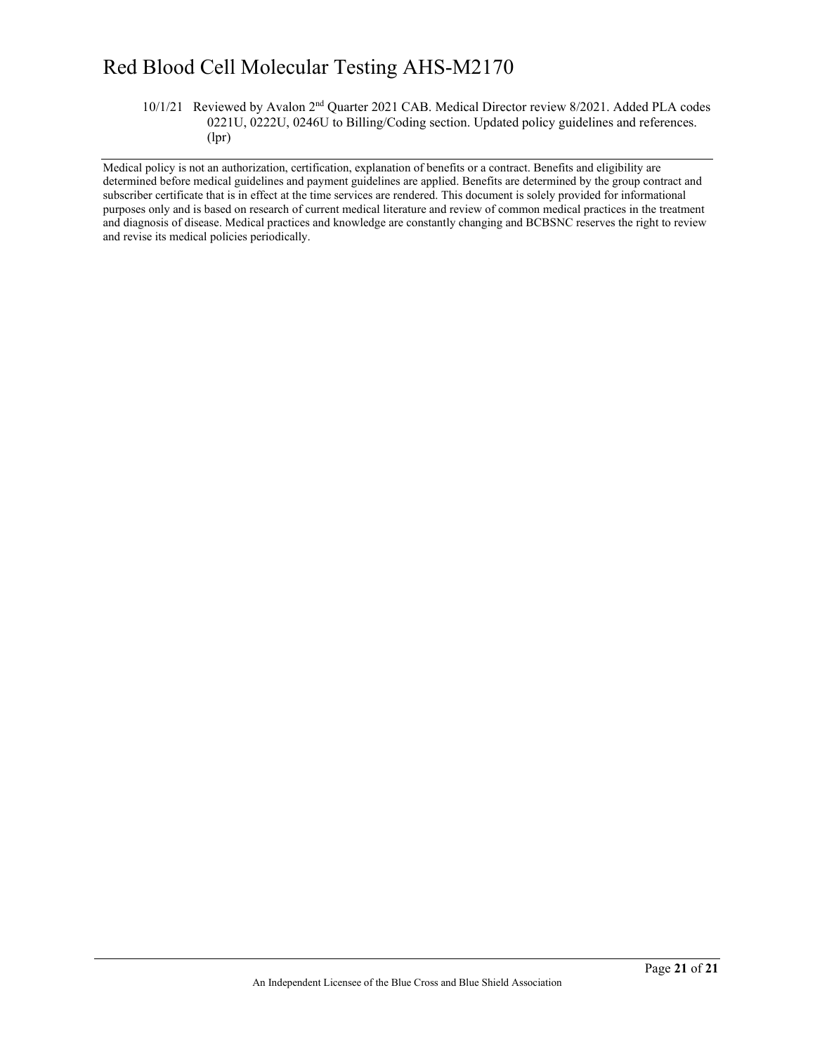10/1/21 Reviewed by Avalon 2nd Quarter 2021 CAB. Medical Director review 8/2021. Added PLA codes 0221U, 0222U, 0246U to Billing/Coding section. Updated policy guidelines and references. (lpr)

---

Medical policy is not an authorization, certification, explanation of benefits or a contract. Benefits and eligibility are determined before medical guidelines and payment guidelines are applied. Benefits are determined by the group contract and subscriber certificate that is in effect at the time services are rendered. This document is solely provided for informational purposes only and is based on research of current medical literature and review of common medical practices in the treatment and diagnosis of disease. Medical practices and knowledge are constantly changing and BCBSNC reserves the right to review and revise its medical policies periodically.